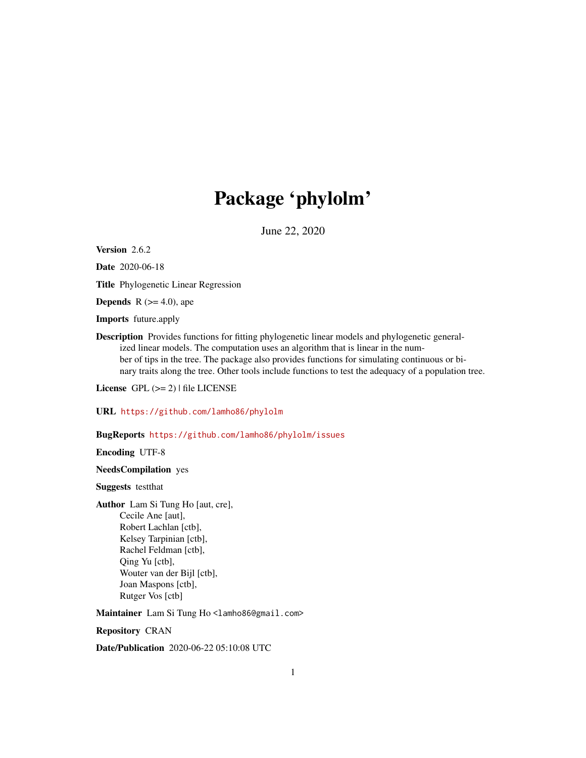# Package 'phylolm'

June 22, 2020

**Version** 2.6.2

**Date** 2020-06-18

**Title** Phylogenetic Linear Regression

**Depends** R (>= 4.0), ape

**Imports** future.apply

**Description** Provides functions for fitting phylogenetic linear models and phylogenetic generalized linear models. The computation uses an algorithm that is linear in the number of tips in the tree. The package also provides functions for simulating continuous or binary traits along the tree. Other tools include functions to test the adequacy of a population tree.

**License** GPL (>= 2) | file LICENSE

**URL** https://github.com/lamho86/phylolm

**BugReports** https://github.com/lamho86/phylolm/issues

**Encoding** UTF-8

**NeedsCompilation** yes

**Suggests** testthat

**Author** Lam Si Tung Ho [aut, cre],
Cecile Ane [aut],
Robert Lachlan [ctb],
Kelsey Tarpinian [ctb],
Rachel Feldman [ctb],
Qing Yu [ctb],
Wouter van der Bijl [ctb],
Joan Maspons [ctb],
Rutger Vos [ctb]

**Maintainer** Lam Si Tung Ho <lamho86@gmail.com>

**Repository** CRAN

**Date/Publication** 2020-06-22 05:10:08 UTC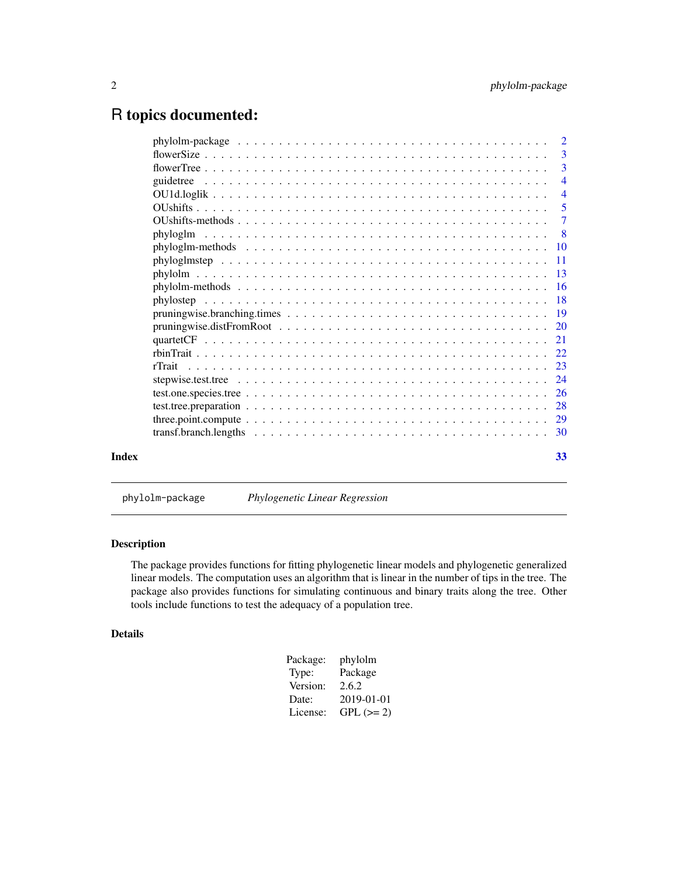# R topics documented:

| | |
|---|---|
| phylolm-package | 2 |
| flowerSize | 3 |
| flowerTree | 3 |
| guidetree | 4 |
| OU1d.loglik | 4 |
| OUshifts | 5 |
| OUshifts-methods | 7 |
| phyloglm | 8 |
| phyloglm-methods | 10 |
| phyloglmstep | 11 |
| phylolm | 13 |
| phylolm-methods | 16 |
| phylostep | 18 |
| pruningwise.branching.times | 19 |
| pruningwise.distFromRoot | 20 |
| quartetCF | 21 |
| rbinTrait | 22 |
| rTrait | 23 |
| stepwise.test.tree | 24 |
| test.one.species.tree | 26 |
| test.tree.preparation | 28 |
| three.point.compute | 29 |
| transf.branch.lengths | 30 |

**Index** **33**

---

`phylolm-package` *Phylogenetic Linear Regression*

---

## Description

The package provides functions for fitting phylogenetic linear models and phylogenetic generalized linear models. The computation uses an algorithm that is linear in the number of tips in the tree. The package also provides functions for simulating continuous and binary traits along the tree. Other tools include functions to test the adequacy of a population tree.

## Details

| | |
|---|---|
| Package: | phylolm |
| Type: | Package |
| Version: | 2.6.2 |
| Date: | 2019-01-01 |
| License: | GPL (>= 2) |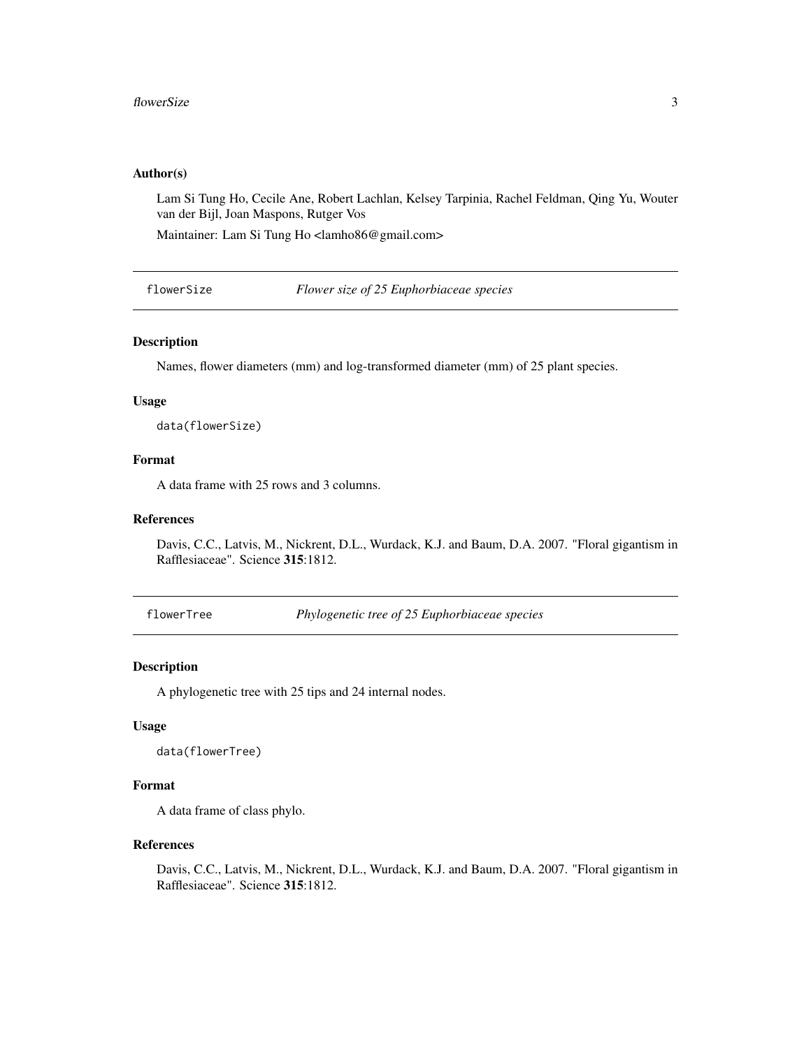### Author(s)

Lam Si Tung Ho, Cecile Ane, Robert Lachlan, Kelsey Tarpinia, Rachel Feldman, Qing Yu, Wouter van der Bijl, Joan Maspons, Rutger Vos

Maintainer: Lam Si Tung Ho <lamho86@gmail.com>

---

## flowerSize — *Flower size of 25 Euphorbiaceae species*

### Description

Names, flower diameters (mm) and log-transformed diameter (mm) of 25 plant species.

### Usage

```
data(flowerSize)
```

### Format

A data frame with 25 rows and 3 columns.

### References

Davis, C.C., Latvis, M., Nickrent, D.L., Wurdack, K.J. and Baum, D.A. 2007. "Floral gigantism in Rafflesiaceae". Science **315**:1812.

---

## flowerTree — *Phylogenetic tree of 25 Euphorbiaceae species*

### Description

A phylogenetic tree with 25 tips and 24 internal nodes.

### Usage

```
data(flowerTree)
```

### Format

A data frame of class phylo.

### References

Davis, C.C., Latvis, M., Nickrent, D.L., Wurdack, K.J. and Baum, D.A. 2007. "Floral gigantism in Rafflesiaceae". Science **315**:1812.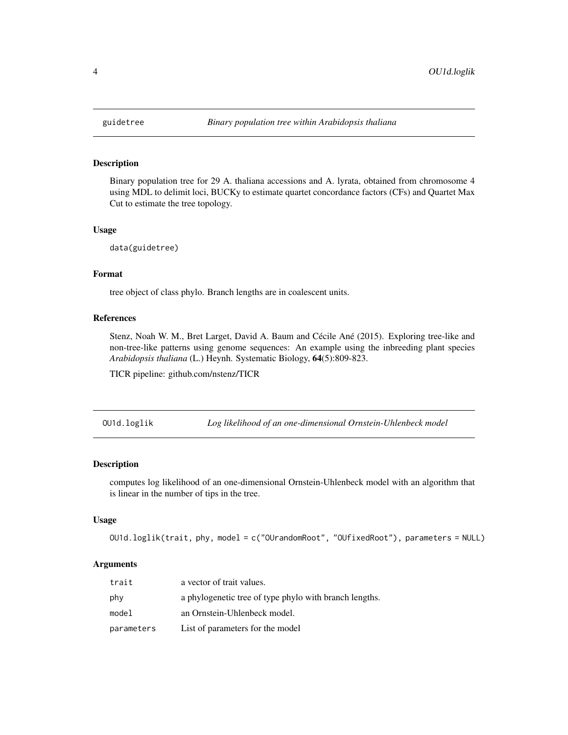## guidetree — *Binary population tree within Arabidopsis thaliana*

### Description

Binary population tree for 29 A. thaliana accessions and A. lyrata, obtained from chromosome 4 using MDL to delimit loci, BUCKy to estimate quartet concordance factors (CFs) and Quartet Max Cut to estimate the tree topology.

### Usage

```
data(guidetree)
```

### Format

tree object of class phylo. Branch lengths are in coalescent units.

### References

Stenz, Noah W. M., Bret Larget, David A. Baum and Cécile Ané (2015). Exploring tree-like and non-tree-like patterns using genome sequences: An example using the inbreeding plant species *Arabidopsis thaliana* (L.) Heynh. Systematic Biology, **64**(5):809-823.

TICR pipeline: github.com/nstenz/TICR

## OU1d.loglik — *Log likelihood of an one-dimensional Ornstein-Uhlenbeck model*

### Description

computes log likelihood of an one-dimensional Ornstein-Uhlenbeck model with an algorithm that is linear in the number of tips in the tree.

### Usage

```
OU1d.loglik(trait, phy, model = c("OUrandomRoot", "OUfixedRoot"), parameters = NULL)
```

### Arguments

| | |
|---|---|
| `trait` | a vector of trait values. |
| `phy` | a phylogenetic tree of type phylo with branch lengths. |
| `model` | an Ornstein-Uhlenbeck model. |
| `parameters` | List of parameters for the model |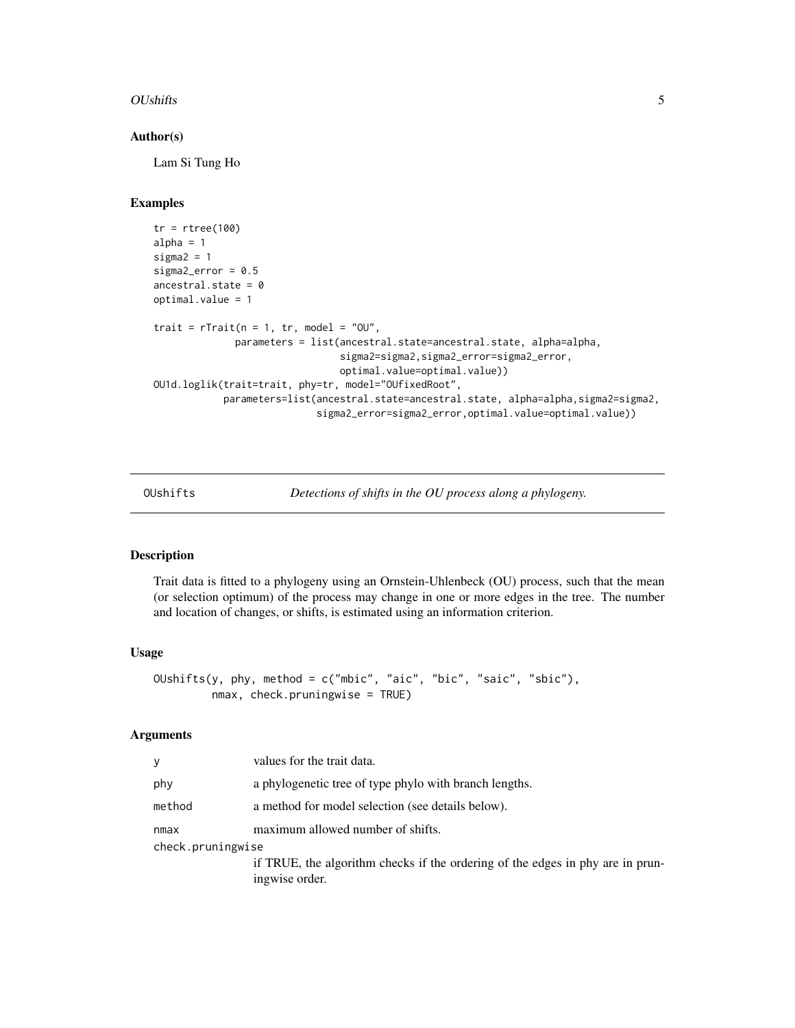### Author(s)

Lam Si Tung Ho

### Examples

```
tr = rtree(100)
alpha = 1
sigma2 = 1
sigma2_error = 0.5
ancestral.state = 0
optimal.value = 1

trait = rTrait(n = 1, tr, model = "OU",
              parameters = list(ancestral.state=ancestral.state, alpha=alpha,
                                sigma2=sigma2,sigma2_error=sigma2_error,
                                optimal.value=optimal.value))
OU1d.loglik(trait=trait, phy=tr, model="OUfixedRoot",
            parameters=list(ancestral.state=ancestral.state, alpha=alpha,sigma2=sigma2,
                            sigma2_error=sigma2_error,optimal.value=optimal.value))
```

---

## OUshifts — *Detections of shifts in the OU process along a phylogeny.*

### Description

Trait data is fitted to a phylogeny using an Ornstein-Uhlenbeck (OU) process, such that the mean (or selection optimum) of the process may change in one or more edges in the tree. The number and location of changes, or shifts, is estimated using an information criterion.

### Usage

```
OUshifts(y, phy, method = c("mbic", "aic", "bic", "saic", "sbic"),
         nmax, check.pruningwise = TRUE)
```

### Arguments

| | |
|---|---|
| `y` | values for the trait data. |
| `phy` | a phylogenetic tree of type phylo with branch lengths. |
| `method` | a method for model selection (see details below). |
| `nmax` | maximum allowed number of shifts. |
| `check.pruningwise` | if TRUE, the algorithm checks if the ordering of the edges in phy are in pruningwise order. |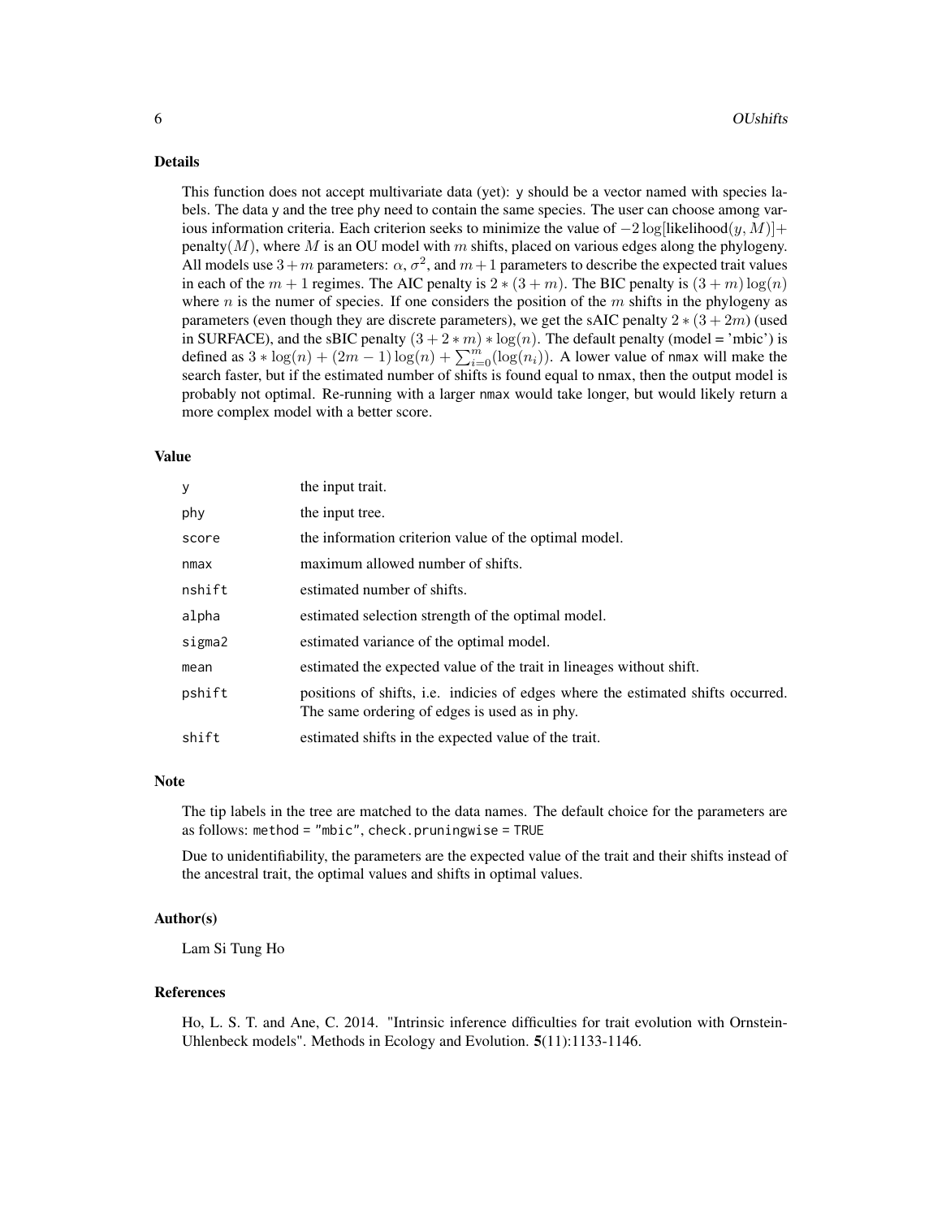### Details

This function does not accept multivariate data (yet): y should be a vector named with species labels. The data y and the tree phy need to contain the same species. The user can choose among various information criteria. Each criterion seeks to minimize the value of $-2\log[\text{likelihood}(y, M)] +$ penalty$(M)$, where $M$ is an OU model with $m$ shifts, placed on various edges along the phylogeny. All models use $3+m$ parameters: $\alpha$, $\sigma^2$, and $m+1$ parameters to describe the expected trait values in each of the $m+1$ regimes. The AIC penalty is $2 * (3+m)$. The BIC penalty is $(3+m)\log(n)$ where $n$ is the numer of species. If one considers the position of the $m$ shifts in the phylogeny as parameters (even though they are discrete parameters), we get the sAIC penalty $2 * (3+2m)$ (used in SURFACE), and the sBIC penalty $(3+2*m)*\log(n)$. The default penalty (model = 'mbic') is defined as $3 * \log(n) + (2m-1)\log(n) + \sum_{i=0}^{m}(\log(n_i))$. A lower value of nmax will make the search faster, but if the estimated number of shifts is found equal to nmax, then the output model is probably not optimal. Re-running with a larger nmax would take longer, but would likely return a more complex model with a better score.

### Value

| | |
|---|---|
| y | the input trait. |
| phy | the input tree. |
| score | the information criterion value of the optimal model. |
| nmax | maximum allowed number of shifts. |
| nshift | estimated number of shifts. |
| alpha | estimated selection strength of the optimal model. |
| sigma2 | estimated variance of the optimal model. |
| mean | estimated the expected value of the trait in lineages without shift. |
| pshift | positions of shifts, i.e. indicies of edges where the estimated shifts occurred. The same ordering of edges is used as in phy. |
| shift | estimated shifts in the expected value of the trait. |

### Note

The tip labels in the tree are matched to the data names. The default choice for the parameters are as follows: method = "mbic", check.pruningwise = TRUE

Due to unidentifiability, the parameters are the expected value of the trait and their shifts instead of the ancestral trait, the optimal values and shifts in optimal values.

### Author(s)

Lam Si Tung Ho

### References

Ho, L. S. T. and Ane, C. 2014. "Intrinsic inference difficulties for trait evolution with Ornstein-Uhlenbeck models". Methods in Ecology and Evolution. **5**(11):1133-1146.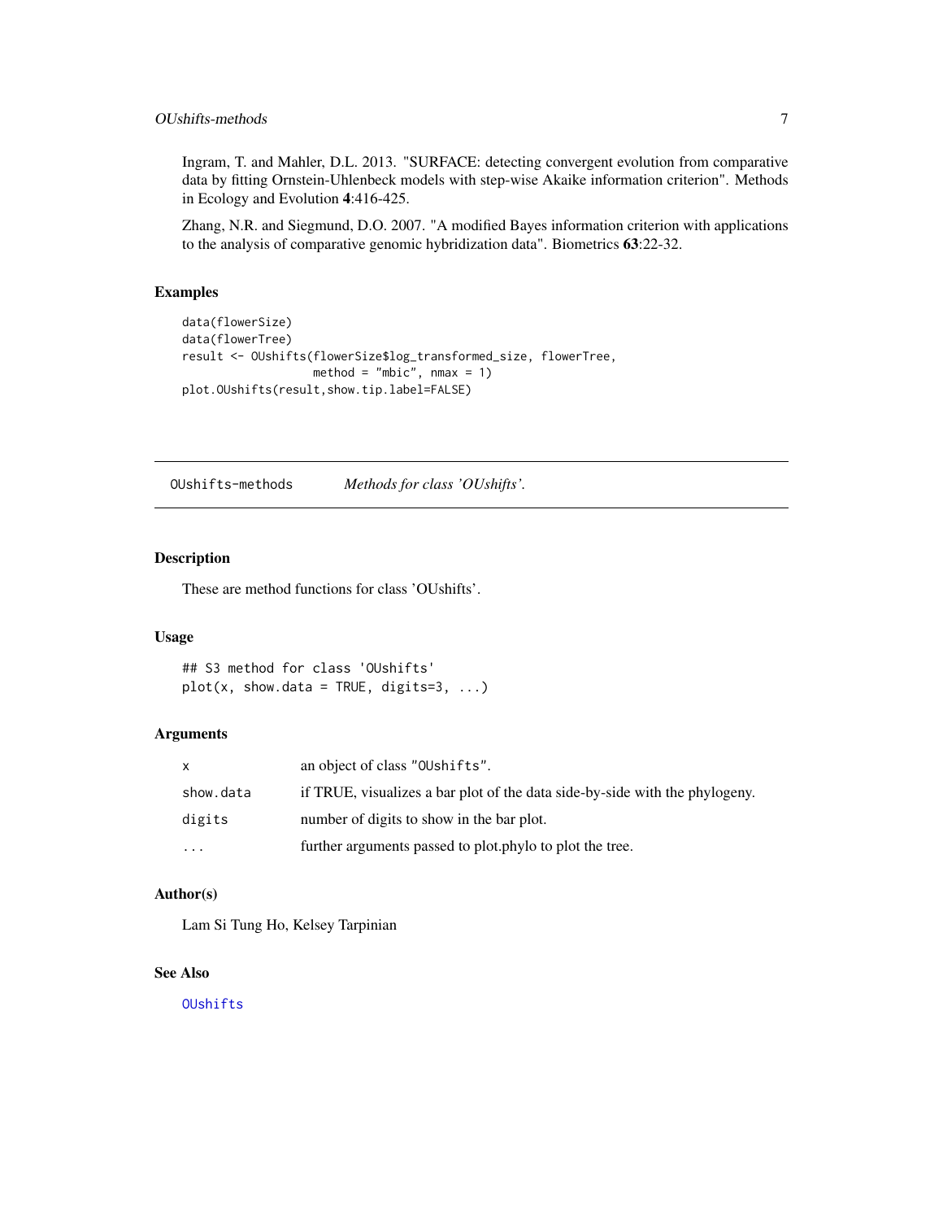Ingram, T. and Mahler, D.L. 2013. "SURFACE: detecting convergent evolution from comparative data by fitting Ornstein-Uhlenbeck models with step-wise Akaike information criterion". Methods in Ecology and Evolution **4**:416-425.

Zhang, N.R. and Siegmund, D.O. 2007. "A modified Bayes information criterion with applications to the analysis of comparative genomic hybridization data". Biometrics **63**:22-32.

## Examples

```
data(flowerSize)
data(flowerTree)
result <- OUshifts(flowerSize$log_transformed_size, flowerTree,
                   method = "mbic", nmax = 1)
plot.OUshifts(result,show.tip.label=FALSE)
```

---

# OUshifts-methods    *Methods for class 'OUshifts'.*

---

## Description

These are method functions for class 'OUshifts'.

## Usage

```
## S3 method for class 'OUshifts'
plot(x, show.data = TRUE, digits=3, ...)
```

## Arguments

| | |
|---|---|
| `x` | an object of class "OUshifts". |
| `show.data` | if TRUE, visualizes a bar plot of the data side-by-side with the phylogeny. |
| `digits` | number of digits to show in the bar plot. |
| `...` | further arguments passed to plot.phylo to plot the tree. |

## Author(s)

Lam Si Tung Ho, Kelsey Tarpinian

## See Also

OUshifts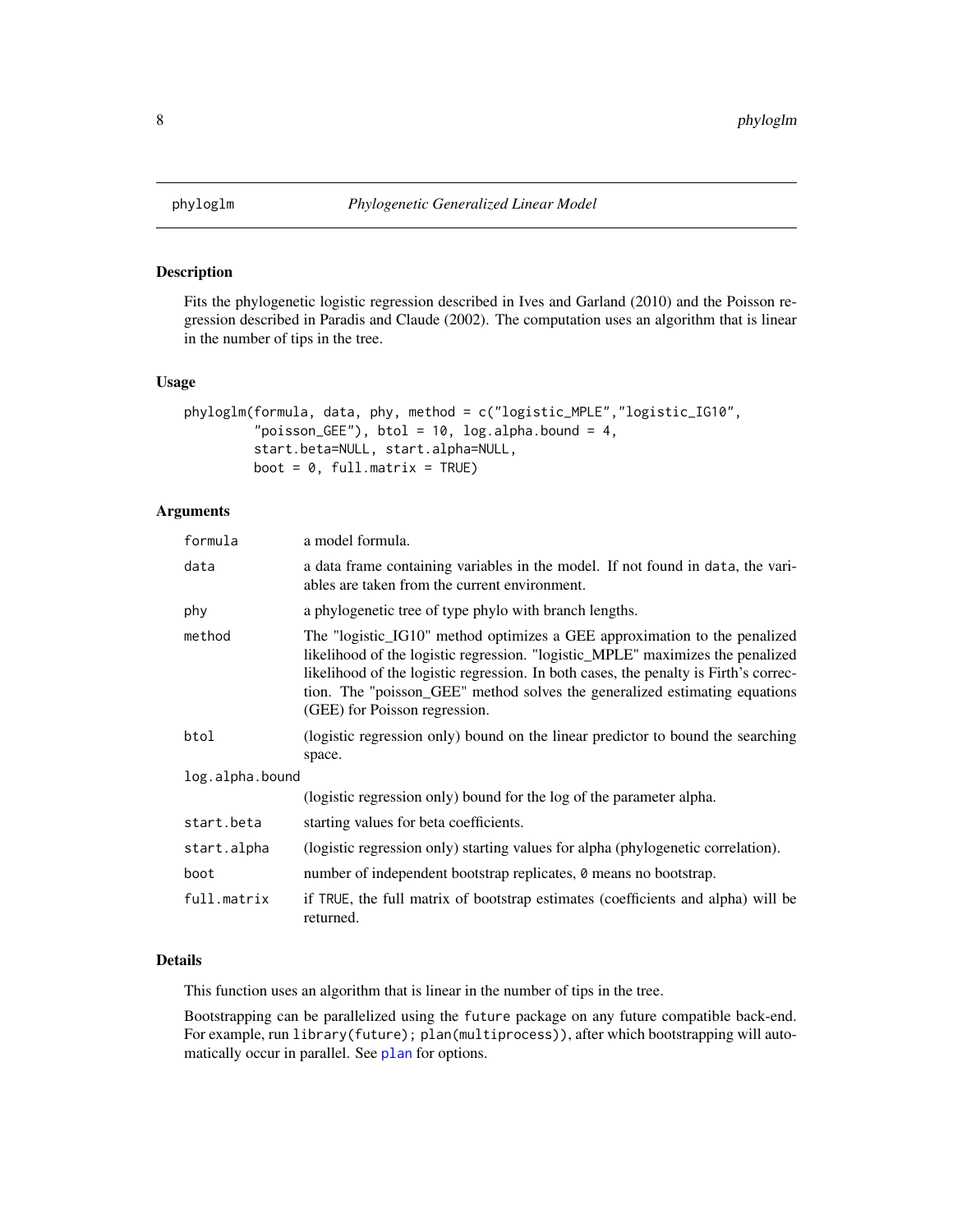# phyloglm — *Phylogenetic Generalized Linear Model*

## Description

Fits the phylogenetic logistic regression described in Ives and Garland (2010) and the Poisson regression described in Paradis and Claude (2002). The computation uses an algorithm that is linear in the number of tips in the tree.

## Usage

```
phyloglm(formula, data, phy, method = c("logistic_MPLE","logistic_IG10",
         "poisson_GEE"), btol = 10, log.alpha.bound = 4,
         start.beta=NULL, start.alpha=NULL,
         boot = 0, full.matrix = TRUE)
```

## Arguments

| Argument | Description |
|---|---|
| `formula` | a model formula. |
| `data` | a data frame containing variables in the model. If not found in `data`, the variables are taken from the current environment. |
| `phy` | a phylogenetic tree of type phylo with branch lengths. |
| `method` | The "logistic_IG10" method optimizes a GEE approximation to the penalized likelihood of the logistic regression. "logistic_MPLE" maximizes the penalized likelihood of the logistic regression. In both cases, the penalty is Firth's correction. The "poisson_GEE" method solves the generalized estimating equations (GEE) for Poisson regression. |
| `btol` | (logistic regression only) bound on the linear predictor to bound the searching space. |
| `log.alpha.bound` | (logistic regression only) bound for the log of the parameter alpha. |
| `start.beta` | starting values for beta coefficients. |
| `start.alpha` | (logistic regression only) starting values for alpha (phylogenetic correlation). |
| `boot` | number of independent bootstrap replicates, `0` means no bootstrap. |
| `full.matrix` | if `TRUE`, the full matrix of bootstrap estimates (coefficients and alpha) will be returned. |

## Details

This function uses an algorithm that is linear in the number of tips in the tree.

Bootstrapping can be parallelized using the `future` package on any future compatible back-end. For example, run `library(future); plan(multiprocess))`, after which bootstrapping will automatically occur in parallel. See `plan` for options.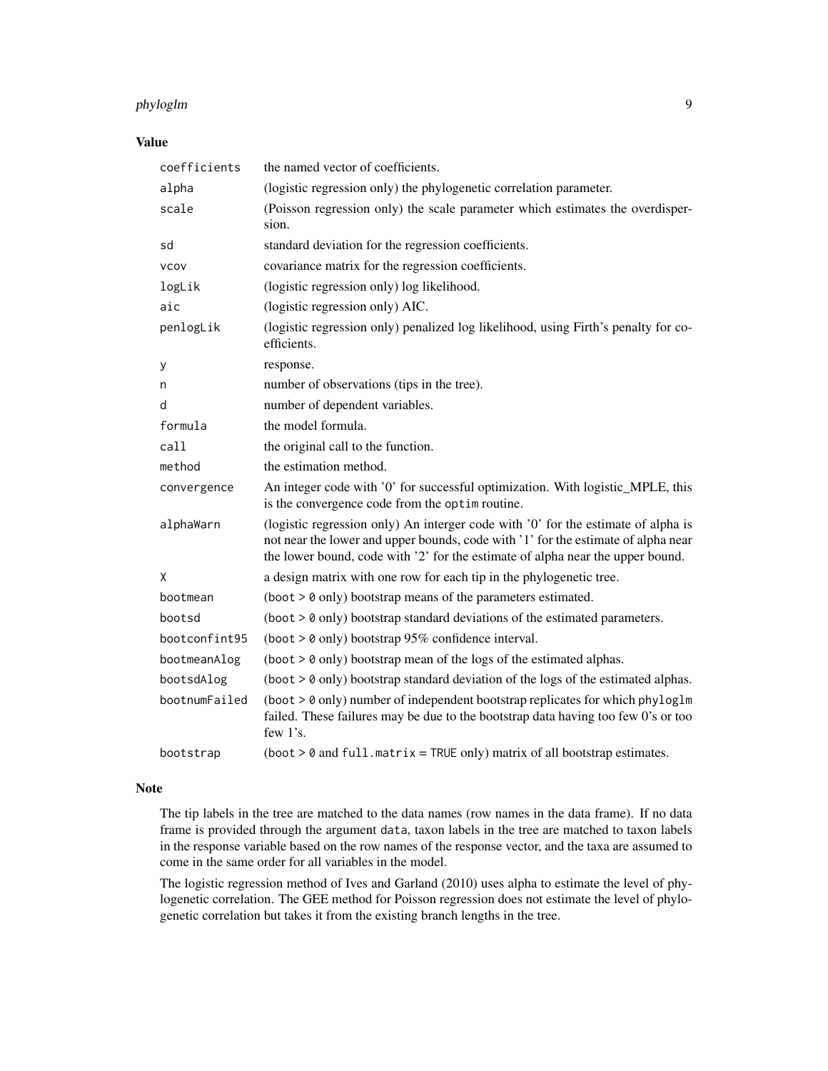## Value

| | |
|---|---|
| `coefficients` | the named vector of coefficients. |
| `alpha` | (logistic regression only) the phylogenetic correlation parameter. |
| `scale` | (Poisson regression only) the scale parameter which estimates the overdispersion. |
| `sd` | standard deviation for the regression coefficients. |
| `vcov` | covariance matrix for the regression coefficients. |
| `logLik` | (logistic regression only) log likelihood. |
| `aic` | (logistic regression only) AIC. |
| `penlogLik` | (logistic regression only) penalized log likelihood, using Firth's penalty for coefficients. |
| `y` | response. |
| `n` | number of observations (tips in the tree). |
| `d` | number of dependent variables. |
| `formula` | the model formula. |
| `call` | the original call to the function. |
| `method` | the estimation method. |
| `convergence` | An integer code with '0' for successful optimization. With logistic_MPLE, this is the convergence code from the `optim` routine. |
| `alphaWarn` | (logistic regression only) An interger code with '0' for the estimate of alpha is not near the lower and upper bounds, code with '1' for the estimate of alpha near the lower bound, code with '2' for the estimate of alpha near the upper bound. |
| `X` | a design matrix with one row for each tip in the phylogenetic tree. |
| `bootmean` | (`boot > 0` only) bootstrap means of the parameters estimated. |
| `bootsd` | (`boot > 0` only) bootstrap standard deviations of the estimated parameters. |
| `bootconfint95` | (`boot > 0` only) bootstrap 95% confidence interval. |
| `bootmeanAlog` | (`boot > 0` only) bootstrap mean of the logs of the estimated alphas. |
| `bootsdAlog` | (`boot > 0` only) bootstrap standard deviation of the logs of the estimated alphas. |
| `bootnumFailed` | (`boot > 0` only) number of independent bootstrap replicates for which `phyloglm` failed. These failures may be due to the bootstrap data having too few 0's or too few 1's. |
| `bootstrap` | (`boot > 0` and `full.matrix = TRUE` only) matrix of all bootstrap estimates. |

## Note

The tip labels in the tree are matched to the data names (row names in the data frame). If no data frame is provided through the argument `data`, taxon labels in the tree are matched to taxon labels in the response variable based on the row names of the response vector, and the taxa are assumed to come in the same order for all variables in the model.

The logistic regression method of Ives and Garland (2010) uses alpha to estimate the level of phylogenetic correlation. The GEE method for Poisson regression does not estimate the level of phylogenetic correlation but takes it from the existing branch lengths in the tree.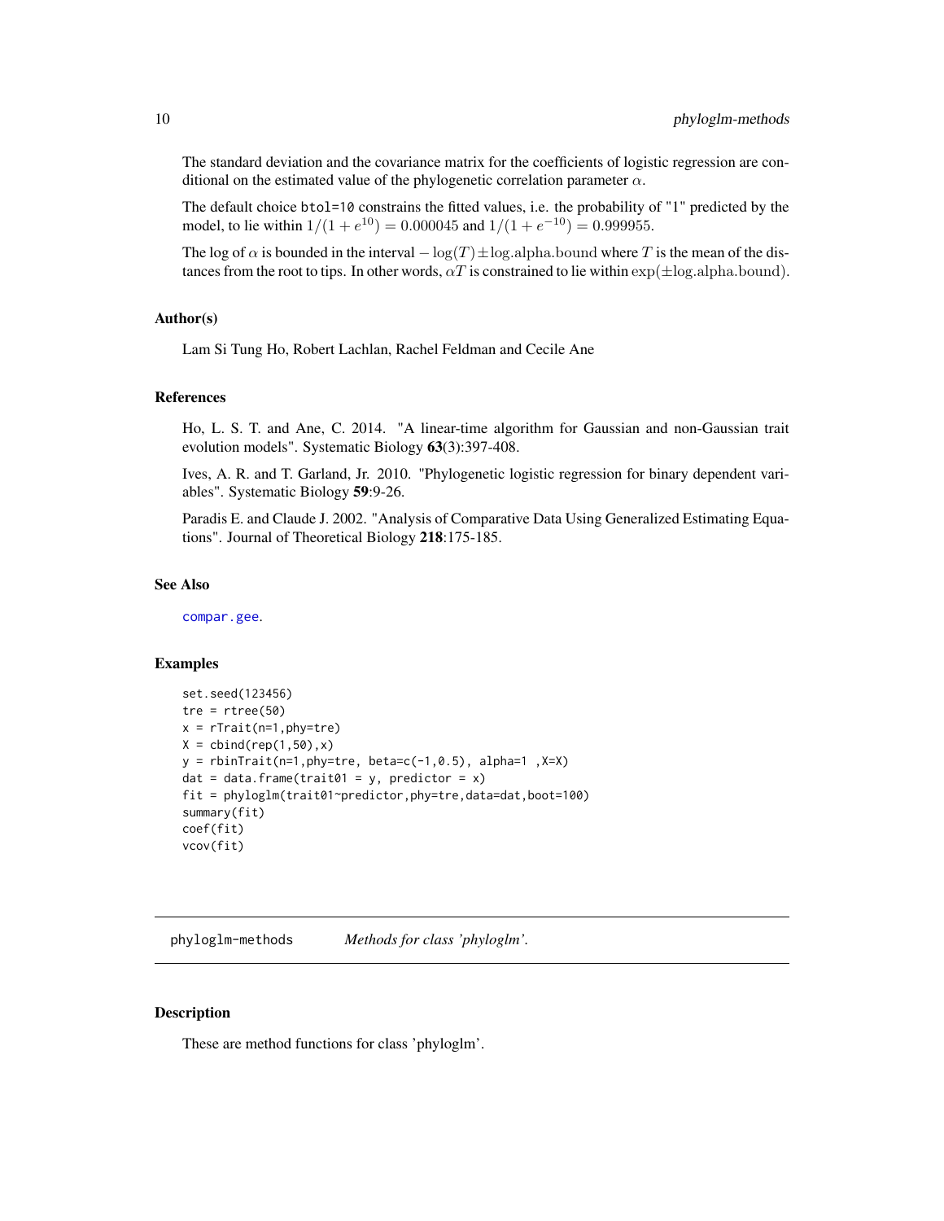The standard deviation and the covariance matrix for the coefficients of logistic regression are conditional on the estimated value of the phylogenetic correlation parameter $\alpha$.

The default choice `btol=10` constrains the fitted values, i.e. the probability of "1" predicted by the model, to lie within $1/(1+e^{10}) = 0.000045$ and $1/(1+e^{-10}) = 0.999955$.

The log of $\alpha$ is bounded in the interval $-\log(T) \pm \text{log.alpha.bound}$ where $T$ is the mean of the distances from the root to tips. In other words, $\alpha T$ is constrained to lie within $\exp(\pm\text{log.alpha.bound})$.

### Author(s)

Lam Si Tung Ho, Robert Lachlan, Rachel Feldman and Cecile Ane

### References

Ho, L. S. T. and Ane, C. 2014. "A linear-time algorithm for Gaussian and non-Gaussian trait evolution models". Systematic Biology **63**(3):397-408.

Ives, A. R. and T. Garland, Jr. 2010. "Phylogenetic logistic regression for binary dependent variables". Systematic Biology **59**:9-26.

Paradis E. and Claude J. 2002. "Analysis of Comparative Data Using Generalized Estimating Equations". Journal of Theoretical Biology **218**:175-185.

### See Also

compar.gee.

### Examples

```
set.seed(123456)
tre = rtree(50)
x = rTrait(n=1,phy=tre)
X = cbind(rep(1,50),x)
y = rbinTrait(n=1,phy=tre, beta=c(-1,0.5), alpha=1 ,X=X)
dat = data.frame(trait01 = y, predictor = x)
fit = phyloglm(trait01~predictor,phy=tre,data=dat,boot=100)
summary(fit)
coef(fit)
vcov(fit)
```

---

## phyloglm-methods *Methods for class 'phyloglm'.*

### Description

These are method functions for class 'phyloglm'.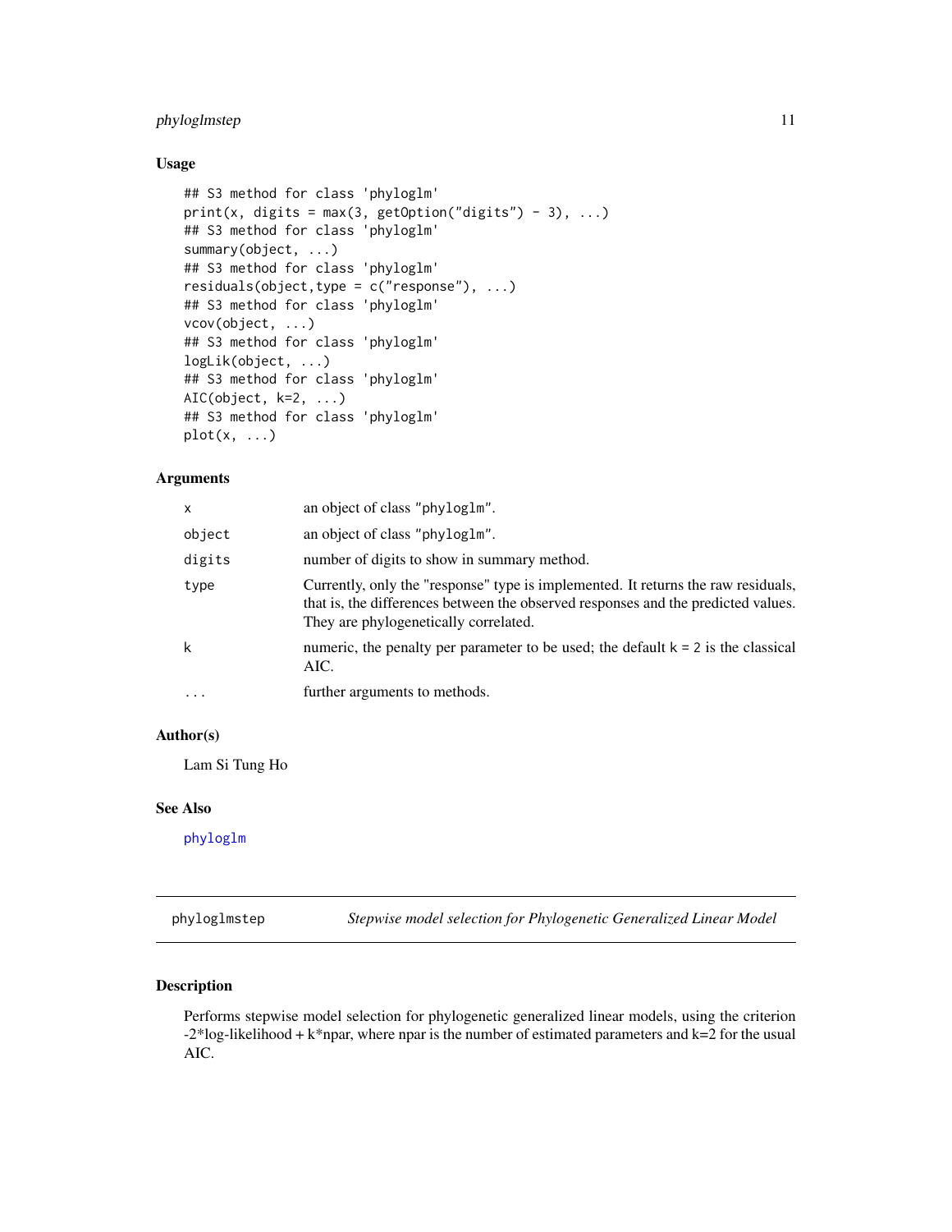### Usage

```
## S3 method for class 'phyloglm'
print(x, digits = max(3, getOption("digits") - 3), ...)
## S3 method for class 'phyloglm'
summary(object, ...)
## S3 method for class 'phyloglm'
residuals(object,type = c("response"), ...)
## S3 method for class 'phyloglm'
vcov(object, ...)
## S3 method for class 'phyloglm'
logLik(object, ...)
## S3 method for class 'phyloglm'
AIC(object, k=2, ...)
## S3 method for class 'phyloglm'
plot(x, ...)
```

### Arguments

| | |
|---|---|
| `x` | an object of class "phyloglm". |
| `object` | an object of class "phyloglm". |
| `digits` | number of digits to show in summary method. |
| `type` | Currently, only the "response" type is implemented. It returns the raw residuals, that is, the differences between the observed responses and the predicted values. They are phylogenetically correlated. |
| `k` | numeric, the penalty per parameter to be used; the default k = 2 is the classical AIC. |
| `...` | further arguments to methods. |

### Author(s)

Lam Si Tung Ho

### See Also

phyloglm

---

## phyloglmstep *Stepwise model selection for Phylogenetic Generalized Linear Model*

### Description

Performs stepwise model selection for phylogenetic generalized linear models, using the criterion -2*log-likelihood + k*npar, where npar is the number of estimated parameters and k=2 for the usual AIC.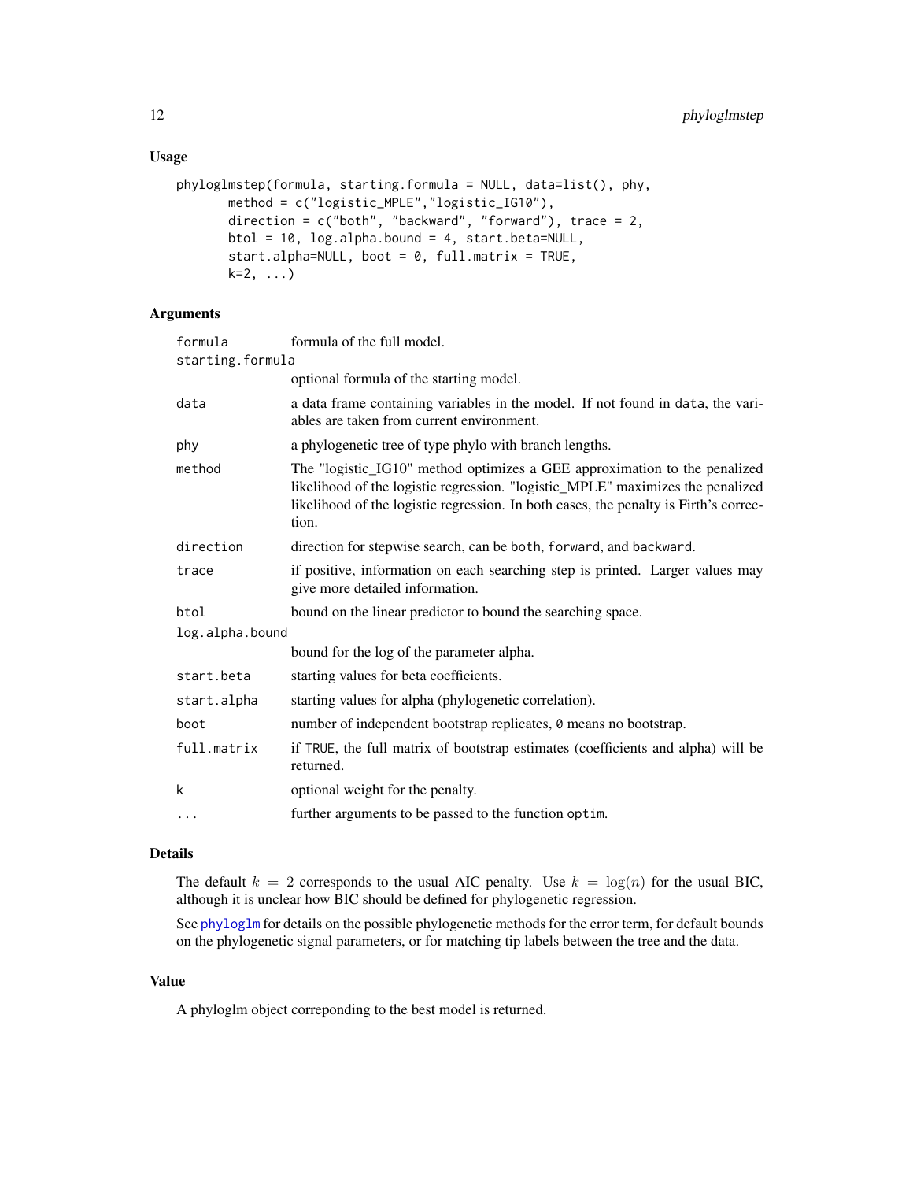### Usage

```
phyloglmstep(formula, starting.formula = NULL, data=list(), phy,
       method = c("logistic_MPLE","logistic_IG10"),
       direction = c("both", "backward", "forward"), trace = 2,
       btol = 10, log.alpha.bound = 4, start.beta=NULL,
       start.alpha=NULL, boot = 0, full.matrix = TRUE,
       k=2, ...)
```

### Arguments

| | |
|---|---|
| `formula` | formula of the full model. |
| `starting.formula` | optional formula of the starting model. |
| `data` | a data frame containing variables in the model. If not found in `data`, the variables are taken from current environment. |
| `phy` | a phylogenetic tree of type phylo with branch lengths. |
| `method` | The "logistic_IG10" method optimizes a GEE approximation to the penalized likelihood of the logistic regression. "logistic_MPLE" maximizes the penalized likelihood of the logistic regression. In both cases, the penalty is Firth's correction. |
| `direction` | direction for stepwise search, can be `both`, `forward`, and `backward`. |
| `trace` | if positive, information on each searching step is printed. Larger values may give more detailed information. |
| `btol` | bound on the linear predictor to bound the searching space. |
| `log.alpha.bound` | bound for the log of the parameter alpha. |
| `start.beta` | starting values for beta coefficients. |
| `start.alpha` | starting values for alpha (phylogenetic correlation). |
| `boot` | number of independent bootstrap replicates, `0` means no bootstrap. |
| `full.matrix` | if `TRUE`, the full matrix of bootstrap estimates (coefficients and alpha) will be returned. |
| `k` | optional weight for the penalty. |
| `...` | further arguments to be passed to the function `optim`. |

### Details

The default $k = 2$ corresponds to the usual AIC penalty. Use $k = \log(n)$ for the usual BIC, although it is unclear how BIC should be defined for phylogenetic regression.

See phyloglm for details on the possible phylogenetic methods for the error term, for default bounds on the phylogenetic signal parameters, or for matching tip labels between the tree and the data.

### Value

A phyloglm object correponding to the best model is returned.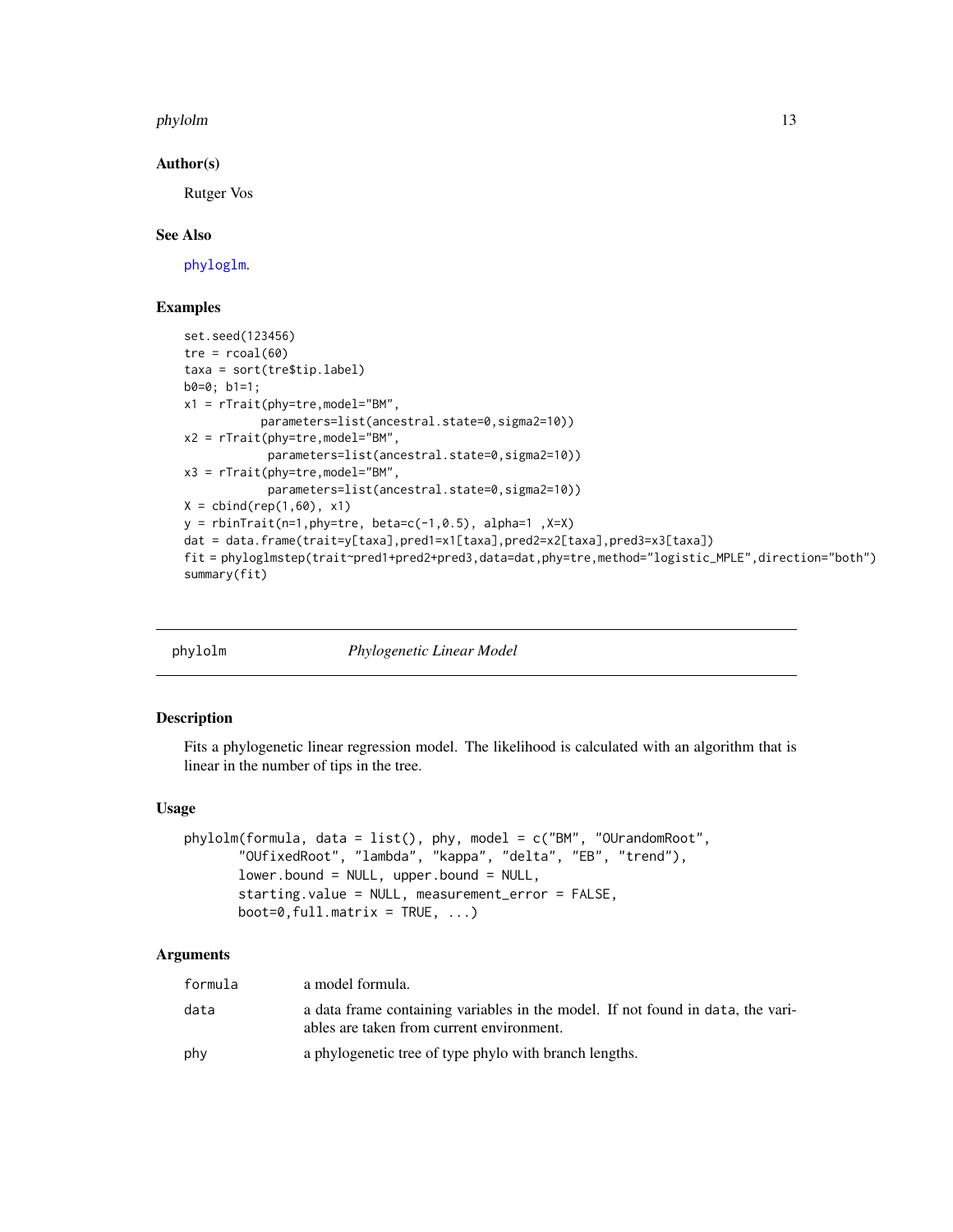### Author(s)

Rutger Vos

### See Also

phyloglm.

### Examples

```
set.seed(123456)
tre = rcoal(60)
taxa = sort(tre$tip.label)
b0=0; b1=1;
x1 = rTrait(phy=tre,model="BM",
           parameters=list(ancestral.state=0,sigma2=10))
x2 = rTrait(phy=tre,model="BM",
            parameters=list(ancestral.state=0,sigma2=10))
x3 = rTrait(phy=tre,model="BM",
            parameters=list(ancestral.state=0,sigma2=10))
X = cbind(rep(1,60), x1)
y = rbinTrait(n=1,phy=tre, beta=c(-1,0.5), alpha=1 ,X=X)
dat = data.frame(trait=y[taxa],pred1=x1[taxa],pred2=x2[taxa],pred3=x3[taxa])
fit = phyloglmstep(trait~pred1+pred2+pred3,data=dat,phy=tre,method="logistic_MPLE",direction="both")
summary(fit)
```

---

## phylolm *Phylogenetic Linear Model*

### Description

Fits a phylogenetic linear regression model. The likelihood is calculated with an algorithm that is linear in the number of tips in the tree.

### Usage

```
phylolm(formula, data = list(), phy, model = c("BM", "OUrandomRoot",
       "OUfixedRoot", "lambda", "kappa", "delta", "EB", "trend"),
       lower.bound = NULL, upper.bound = NULL,
       starting.value = NULL, measurement_error = FALSE,
       boot=0,full.matrix = TRUE, ...)
```

### Arguments

| | |
|---|---|
| formula | a model formula. |
| data | a data frame containing variables in the model. If not found in data, the variables are taken from current environment. |
| phy | a phylogenetic tree of type phylo with branch lengths. |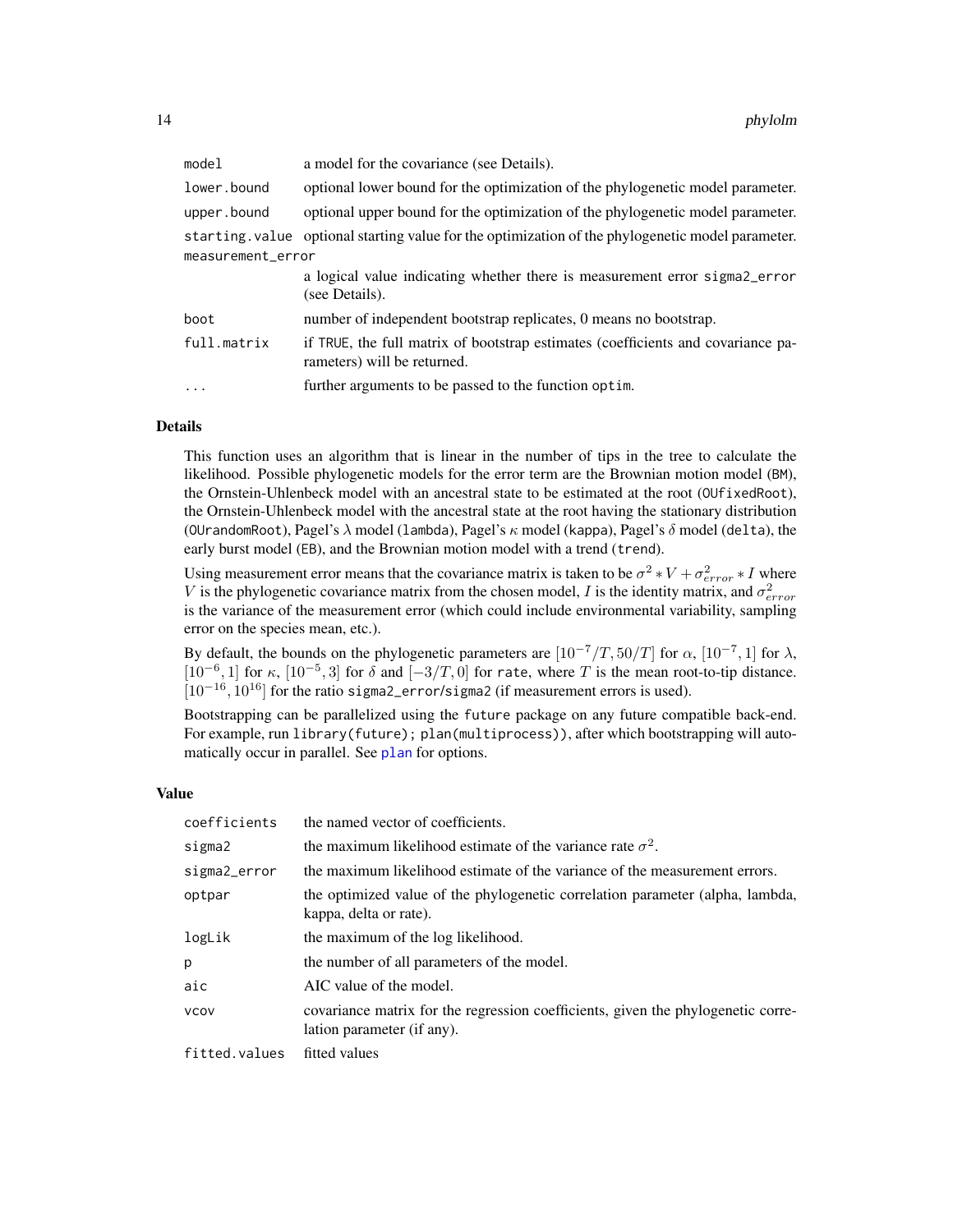| | |
|---|---|
| model | a model for the covariance (see Details). |
| lower.bound | optional lower bound for the optimization of the phylogenetic model parameter. |
| upper.bound | optional upper bound for the optimization of the phylogenetic model parameter. |
| starting.value | optional starting value for the optimization of the phylogenetic model parameter. |
| measurement_error | a logical value indicating whether there is measurement error sigma2_error (see Details). |
| boot | number of independent bootstrap replicates, 0 means no bootstrap. |
| full.matrix | if TRUE, the full matrix of bootstrap estimates (coefficients and covariance parameters) will be returned. |
| ... | further arguments to be passed to the function optim. |

## Details

This function uses an algorithm that is linear in the number of tips in the tree to calculate the likelihood. Possible phylogenetic models for the error term are the Brownian motion model (BM), the Ornstein-Uhlenbeck model with an ancestral state to be estimated at the root (OUfixedRoot), the Ornstein-Uhlenbeck model with the ancestral state at the root having the stationary distribution (OUrandomRoot), Pagel's $\lambda$ model (lambda), Pagel's $\kappa$ model (kappa), Pagel's $\delta$ model (delta), the early burst model (EB), and the Brownian motion model with a trend (trend).

Using measurement error means that the covariance matrix is taken to be $\sigma^2 * V + \sigma^2_{error} * I$ where $V$ is the phylogenetic covariance matrix from the chosen model, $I$ is the identity matrix, and $\sigma^2_{error}$ is the variance of the measurement error (which could include environmental variability, sampling error on the species mean, etc.).

By default, the bounds on the phylogenetic parameters are $[10^{-7}/T, 50/T]$ for $\alpha$, $[10^{-7}, 1]$ for $\lambda$, $[10^{-6}, 1]$ for $\kappa$, $[10^{-5}, 3]$ for $\delta$ and $[-3/T, 0]$ for rate, where $T$ is the mean root-to-tip distance. $[10^{-16}, 10^{16}]$ for the ratio sigma2_error/sigma2 (if measurement errors is used).

Bootstrapping can be parallelized using the future package on any future compatible back-end. For example, run library(future); plan(multiprocess)), after which bootstrapping will automatically occur in parallel. See plan for options.

## Value

| | |
|---|---|
| coefficients | the named vector of coefficients. |
| sigma2 | the maximum likelihood estimate of the variance rate $\sigma^2$. |
| sigma2_error | the maximum likelihood estimate of the variance of the measurement errors. |
| optpar | the optimized value of the phylogenetic correlation parameter (alpha, lambda, kappa, delta or rate). |
| logLik | the maximum of the log likelihood. |
| p | the number of all parameters of the model. |
| aic | AIC value of the model. |
| vcov | covariance matrix for the regression coefficients, given the phylogenetic correlation parameter (if any). |
| fitted.values | fitted values |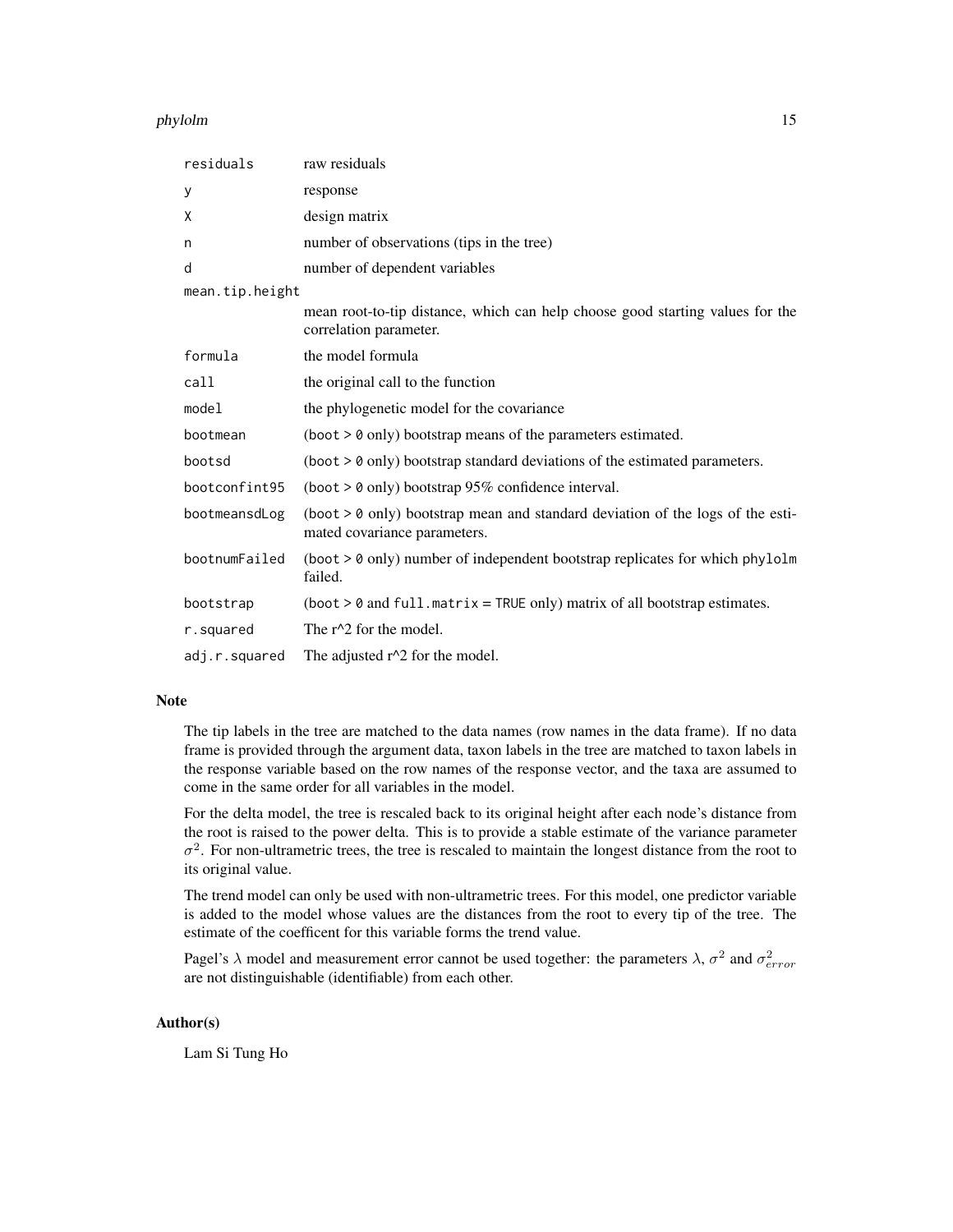| | |
|---|---|
| `residuals` | raw residuals |
| `y` | response |
| `X` | design matrix |
| `n` | number of observations (tips in the tree) |
| `d` | number of dependent variables |
| `mean.tip.height` | mean root-to-tip distance, which can help choose good starting values for the correlation parameter. |
| `formula` | the model formula |
| `call` | the original call to the function |
| `model` | the phylogenetic model for the covariance |
| `bootmean` | (`boot > 0` only) bootstrap means of the parameters estimated. |
| `bootsd` | (`boot > 0` only) bootstrap standard deviations of the estimated parameters. |
| `bootconfint95` | (`boot > 0` only) bootstrap 95% confidence interval. |
| `bootmeansdLog` | (`boot > 0` only) bootstrap mean and standard deviation of the logs of the estimated covariance parameters. |
| `bootnumFailed` | (`boot > 0` only) number of independent bootstrap replicates for which `phylolm` failed. |
| `bootstrap` | (`boot > 0` and `full.matrix = TRUE` only) matrix of all bootstrap estimates. |
| `r.squared` | The r^2 for the model. |
| `adj.r.squared` | The adjusted r^2 for the model. |

## Note

The tip labels in the tree are matched to the data names (row names in the data frame). If no data frame is provided through the argument data, taxon labels in the tree are matched to taxon labels in the response variable based on the row names of the response vector, and the taxa are assumed to come in the same order for all variables in the model.

For the delta model, the tree is rescaled back to its original height after each node's distance from the root is raised to the power delta. This is to provide a stable estimate of the variance parameter $\sigma^2$. For non-ultrametric trees, the tree is rescaled to maintain the longest distance from the root to its original value.

The trend model can only be used with non-ultrametric trees. For this model, one predictor variable is added to the model whose values are the distances from the root to every tip of the tree. The estimate of the coefficent for this variable forms the trend value.

Pagel's $\lambda$ model and measurement error cannot be used together: the parameters $\lambda$, $\sigma^2$ and $\sigma^2_{error}$ are not distinguishable (identifiable) from each other.

## Author(s)

Lam Si Tung Ho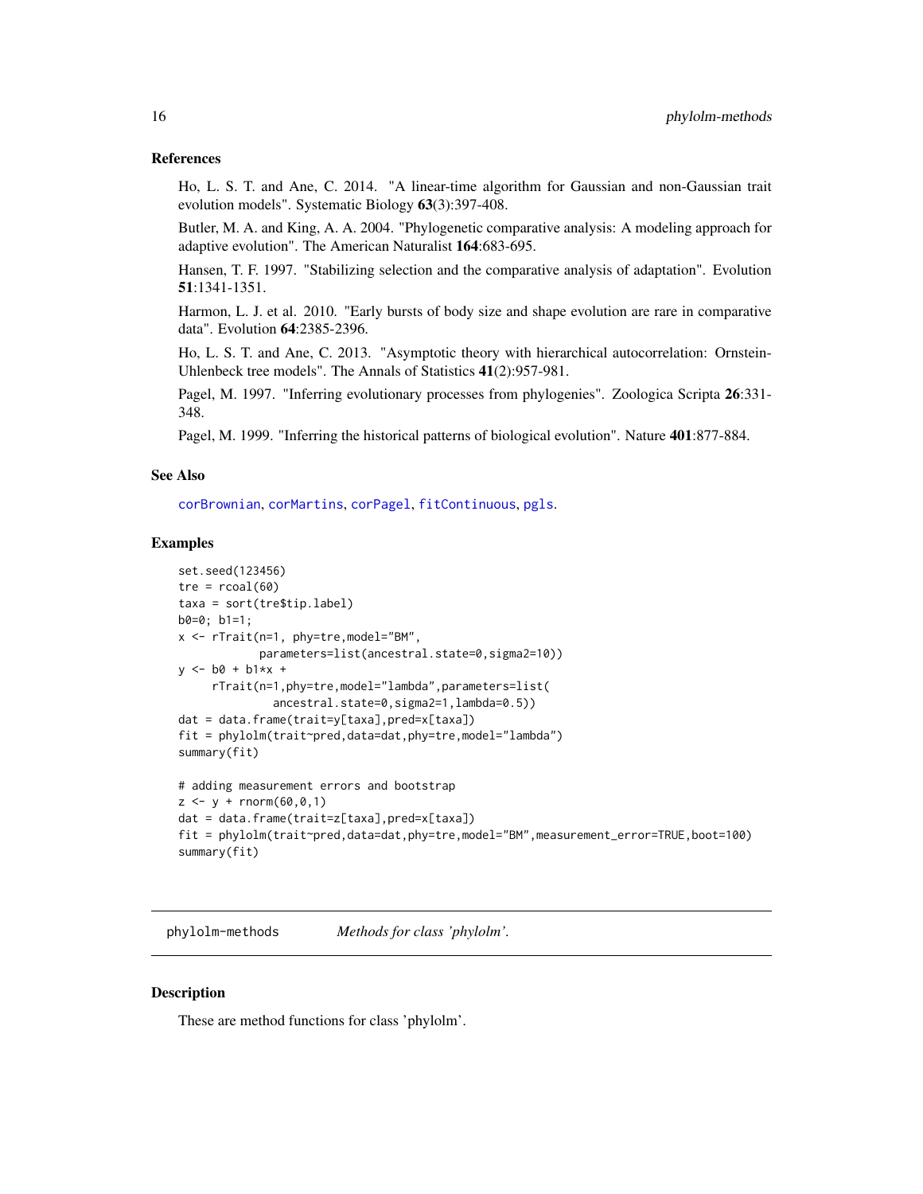### References

Ho, L. S. T. and Ane, C. 2014. "A linear-time algorithm for Gaussian and non-Gaussian trait evolution models". Systematic Biology **63**(3):397-408.

Butler, M. A. and King, A. A. 2004. "Phylogenetic comparative analysis: A modeling approach for adaptive evolution". The American Naturalist **164**:683-695.

Hansen, T. F. 1997. "Stabilizing selection and the comparative analysis of adaptation". Evolution **51**:1341-1351.

Harmon, L. J. et al. 2010. "Early bursts of body size and shape evolution are rare in comparative data". Evolution **64**:2385-2396.

Ho, L. S. T. and Ane, C. 2013. "Asymptotic theory with hierarchical autocorrelation: Ornstein-Uhlenbeck tree models". The Annals of Statistics **41**(2):957-981.

Pagel, M. 1997. "Inferring evolutionary processes from phylogenies". Zoologica Scripta **26**:331-348.

Pagel, M. 1999. "Inferring the historical patterns of biological evolution". Nature **401**:877-884.

### See Also

corBrownian, corMartins, corPagel, fitContinuous, pgls.

### Examples

```
set.seed(123456)
tre = rcoal(60)
taxa = sort(tre$tip.label)
b0=0; b1=1;
x <- rTrait(n=1, phy=tre,model="BM",
            parameters=list(ancestral.state=0,sigma2=10))
y <- b0 + b1*x +
     rTrait(n=1,phy=tre,model="lambda",parameters=list(
              ancestral.state=0,sigma2=1,lambda=0.5))
dat = data.frame(trait=y[taxa],pred=x[taxa])
fit = phylolm(trait~pred,data=dat,phy=tre,model="lambda")
summary(fit)

# adding measurement errors and bootstrap
z <- y + rnorm(60,0,1)
dat = data.frame(trait=z[taxa],pred=x[taxa])
fit = phylolm(trait~pred,data=dat,phy=tre,model="BM",measurement_error=TRUE,boot=100)
summary(fit)
```

---

## phylolm-methods *Methods for class 'phylolm'.*

### Description

These are method functions for class 'phylolm'.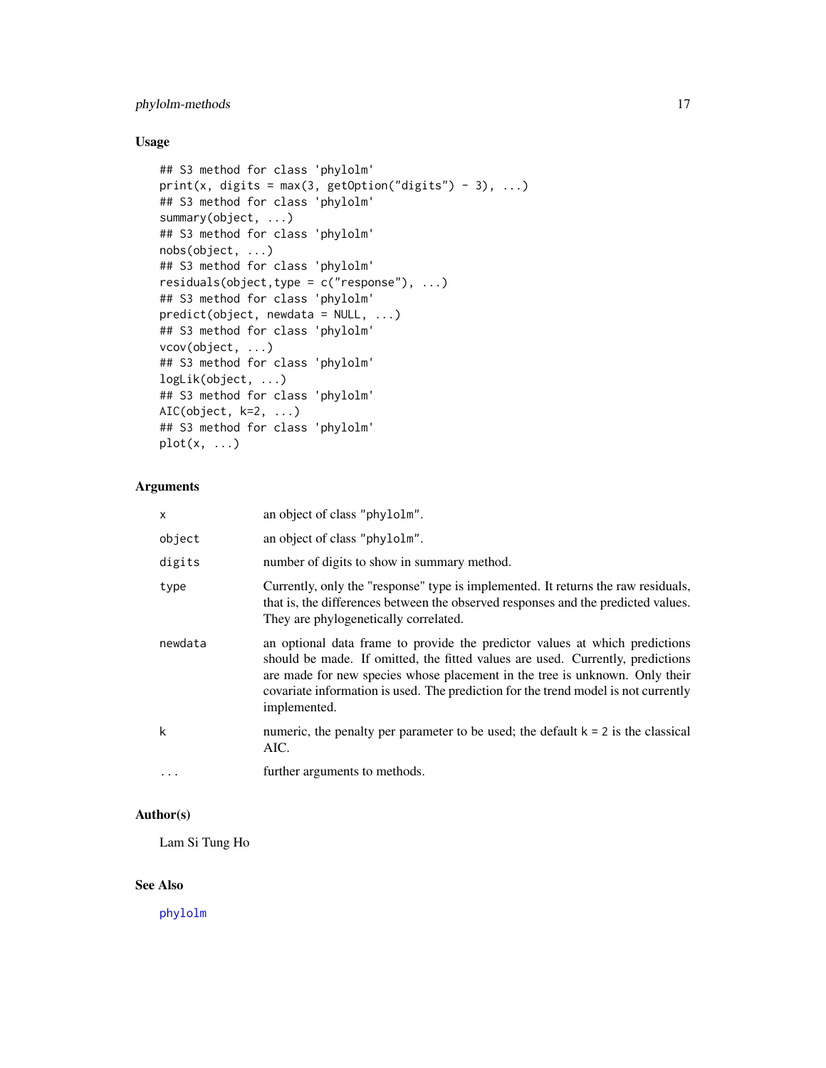## Usage

```
## S3 method for class 'phylolm'
print(x, digits = max(3, getOption("digits") - 3), ...)
## S3 method for class 'phylolm'
summary(object, ...)
## S3 method for class 'phylolm'
nobs(object, ...)
## S3 method for class 'phylolm'
residuals(object,type = c("response"), ...)
## S3 method for class 'phylolm'
predict(object, newdata = NULL, ...)
## S3 method for class 'phylolm'
vcov(object, ...)
## S3 method for class 'phylolm'
logLik(object, ...)
## S3 method for class 'phylolm'
AIC(object, k=2, ...)
## S3 method for class 'phylolm'
plot(x, ...)
```

## Arguments

| | |
|---|---|
| `x` | an object of class "phylolm". |
| `object` | an object of class "phylolm". |
| `digits` | number of digits to show in summary method. |
| `type` | Currently, only the "response" type is implemented. It returns the raw residuals, that is, the differences between the observed responses and the predicted values. They are phylogenetically correlated. |
| `newdata` | an optional data frame to provide the predictor values at which predictions should be made. If omitted, the fitted values are used. Currently, predictions are made for new species whose placement in the tree is unknown. Only their covariate information is used. The prediction for the trend model is not currently implemented. |
| `k` | numeric, the penalty per parameter to be used; the default k = 2 is the classical AIC. |
| `...` | further arguments to methods. |

## Author(s)

Lam Si Tung Ho

## See Also

phylolm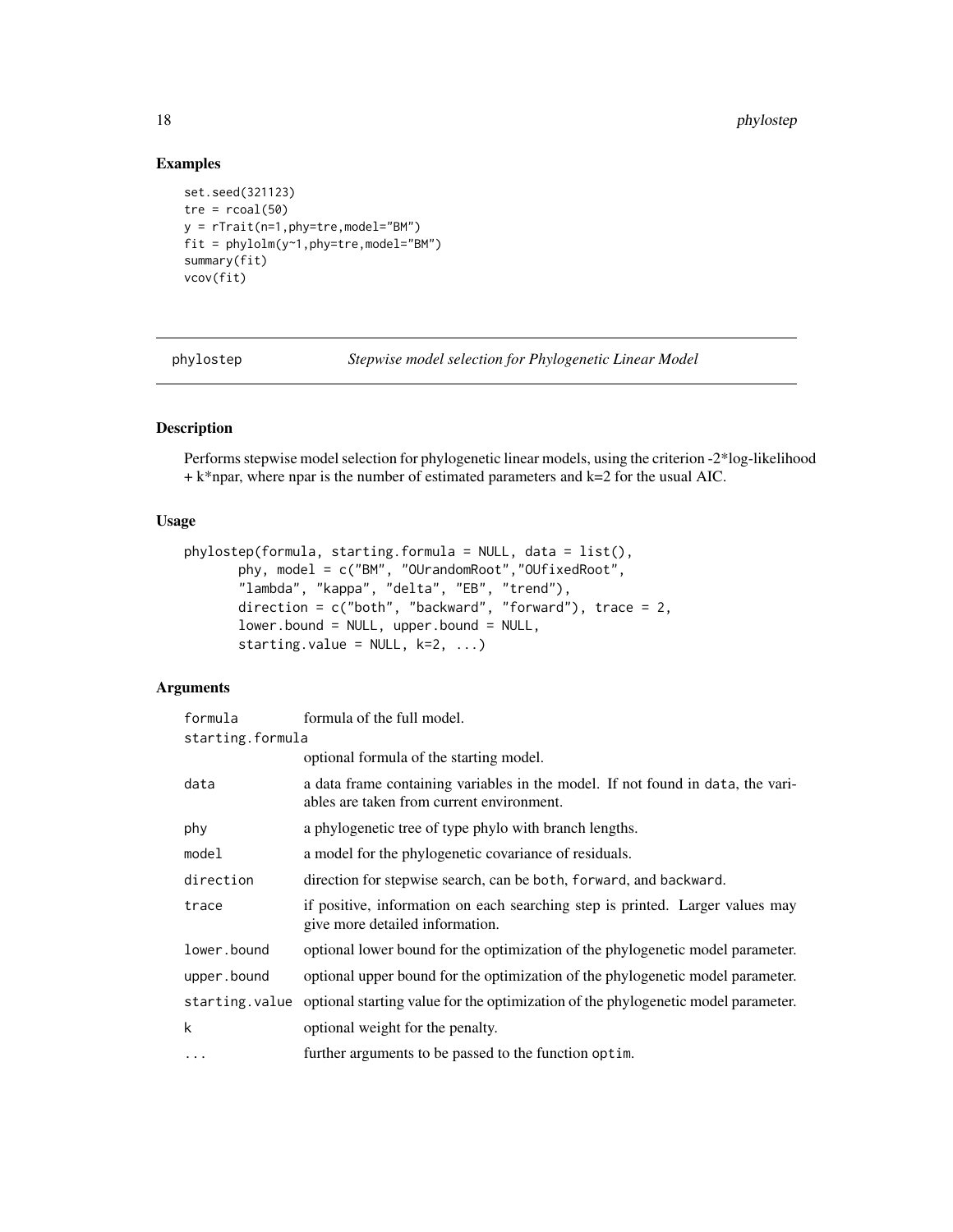## Examples

```
set.seed(321123)
tre = rcoal(50)
y = rTrait(n=1,phy=tre,model="BM")
fit = phylolm(y~1,phy=tre,model="BM")
summary(fit)
vcov(fit)
```

---

# phylostep *Stepwise model selection for Phylogenetic Linear Model*

---

## Description

Performs stepwise model selection for phylogenetic linear models, using the criterion -2*log-likelihood + k*npar, where npar is the number of estimated parameters and k=2 for the usual AIC.

## Usage

```
phylostep(formula, starting.formula = NULL, data = list(),
       phy, model = c("BM", "OUrandomRoot","OUfixedRoot",
       "lambda", "kappa", "delta", "EB", "trend"),
       direction = c("both", "backward", "forward"), trace = 2,
       lower.bound = NULL, upper.bound = NULL,
       starting.value = NULL, k=2, ...)
```

## Arguments

| | |
|---|---|
| `formula` | formula of the full model. |
| `starting.formula` | optional formula of the starting model. |
| `data` | a data frame containing variables in the model. If not found in `data`, the variables are taken from current environment. |
| `phy` | a phylogenetic tree of type phylo with branch lengths. |
| `model` | a model for the phylogenetic covariance of residuals. |
| `direction` | direction for stepwise search, can be `both`, `forward`, and `backward`. |
| `trace` | if positive, information on each searching step is printed. Larger values may give more detailed information. |
| `lower.bound` | optional lower bound for the optimization of the phylogenetic model parameter. |
| `upper.bound` | optional upper bound for the optimization of the phylogenetic model parameter. |
| `starting.value` | optional starting value for the optimization of the phylogenetic model parameter. |
| `k` | optional weight for the penalty. |
| `...` | further arguments to be passed to the function `optim`. |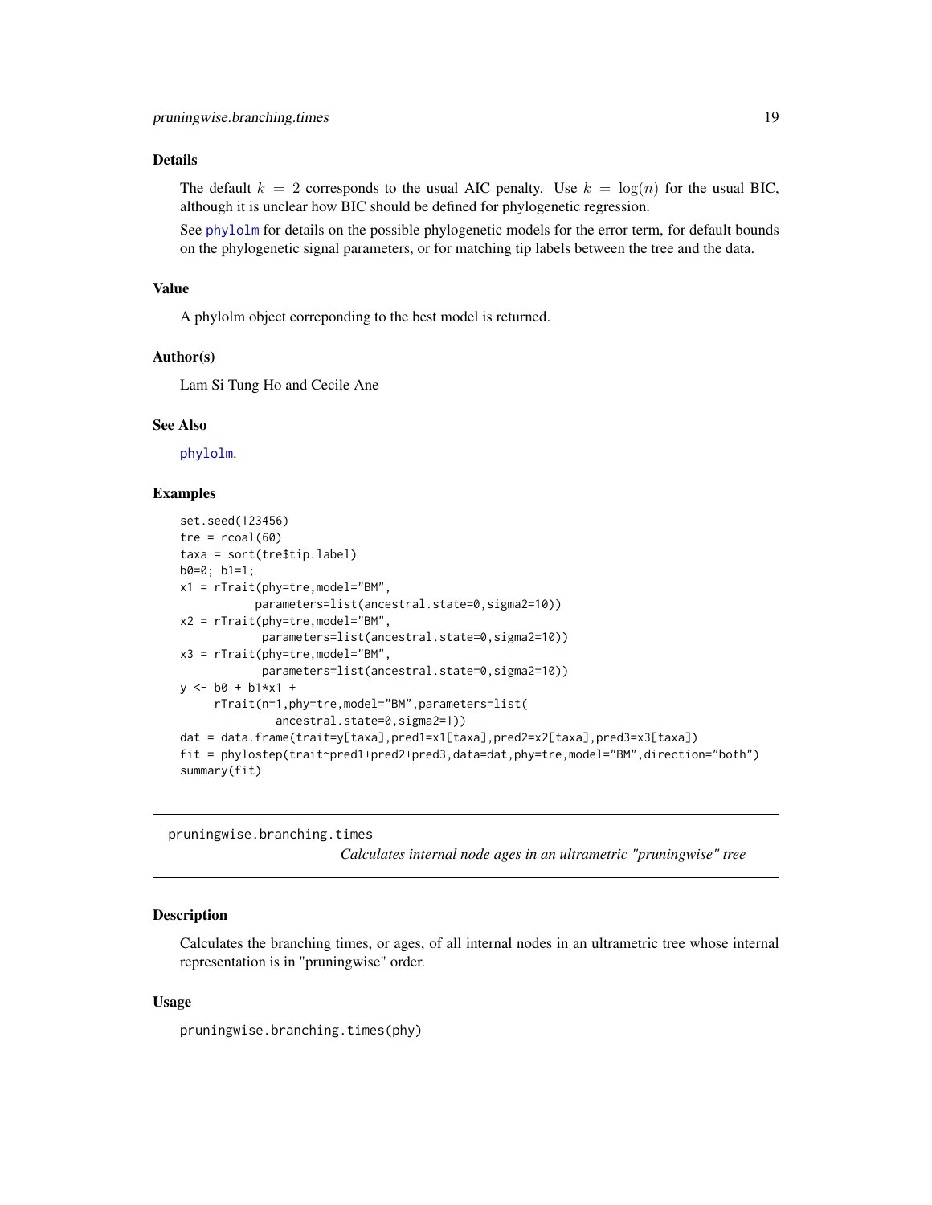### Details

The default $k = 2$ corresponds to the usual AIC penalty. Use $k = \log(n)$ for the usual BIC, although it is unclear how BIC should be defined for phylogenetic regression.

See phylolm for details on the possible phylogenetic models for the error term, for default bounds on the phylogenetic signal parameters, or for matching tip labels between the tree and the data.

### Value

A phylolm object correponding to the best model is returned.

### Author(s)

Lam Si Tung Ho and Cecile Ane

### See Also

phylolm.

### Examples

```
set.seed(123456)
tre = rcoal(60)
taxa = sort(tre$tip.label)
b0=0; b1=1;
x1 = rTrait(phy=tre,model="BM",
          parameters=list(ancestral.state=0,sigma2=10))
x2 = rTrait(phy=tre,model="BM",
           parameters=list(ancestral.state=0,sigma2=10))
x3 = rTrait(phy=tre,model="BM",
           parameters=list(ancestral.state=0,sigma2=10))
y <- b0 + b1*x1 +
     rTrait(n=1,phy=tre,model="BM",parameters=list(
              ancestral.state=0,sigma2=1))
dat = data.frame(trait=y[taxa],pred1=x1[taxa],pred2=x2[taxa],pred3=x3[taxa])
fit = phylostep(trait~pred1+pred2+pred3,data=dat,phy=tre,model="BM",direction="both")
summary(fit)
```

---

## pruningwise.branching.times

*Calculates internal node ages in an ultrametric "pruningwise" tree*

### Description

Calculates the branching times, or ages, of all internal nodes in an ultrametric tree whose internal representation is in "pruningwise" order.

### Usage

```
pruningwise.branching.times(phy)
```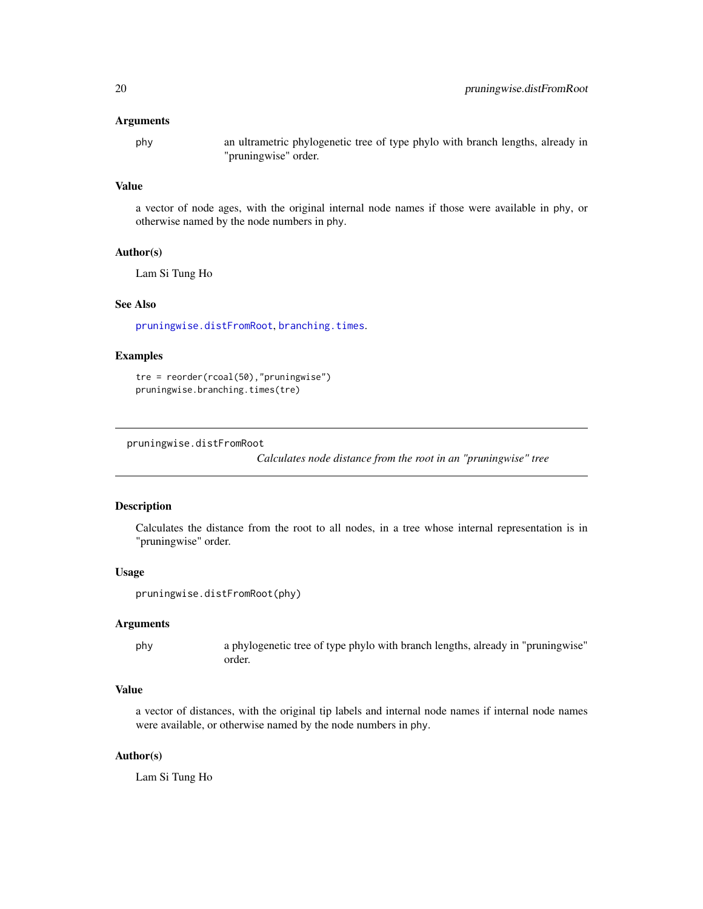### Arguments

phy an ultrametric phylogenetic tree of type phylo with branch lengths, already in "pruningwise" order.

### Value

a vector of node ages, with the original internal node names if those were available in phy, or otherwise named by the node numbers in phy.

### Author(s)

Lam Si Tung Ho

### See Also

pruningwise.distFromRoot, branching.times.

### Examples

```
tre = reorder(rcoal(50),"pruningwise")
pruningwise.branching.times(tre)
```

---

## pruningwise.distFromRoot

*Calculates node distance from the root in an "pruningwise" tree*

---

### Description

Calculates the distance from the root to all nodes, in a tree whose internal representation is in "pruningwise" order.

### Usage

```
pruningwise.distFromRoot(phy)
```

### Arguments

phy a phylogenetic tree of type phylo with branch lengths, already in "pruningwise" order.

### Value

a vector of distances, with the original tip labels and internal node names if internal node names were available, or otherwise named by the node numbers in phy.

### Author(s)

Lam Si Tung Ho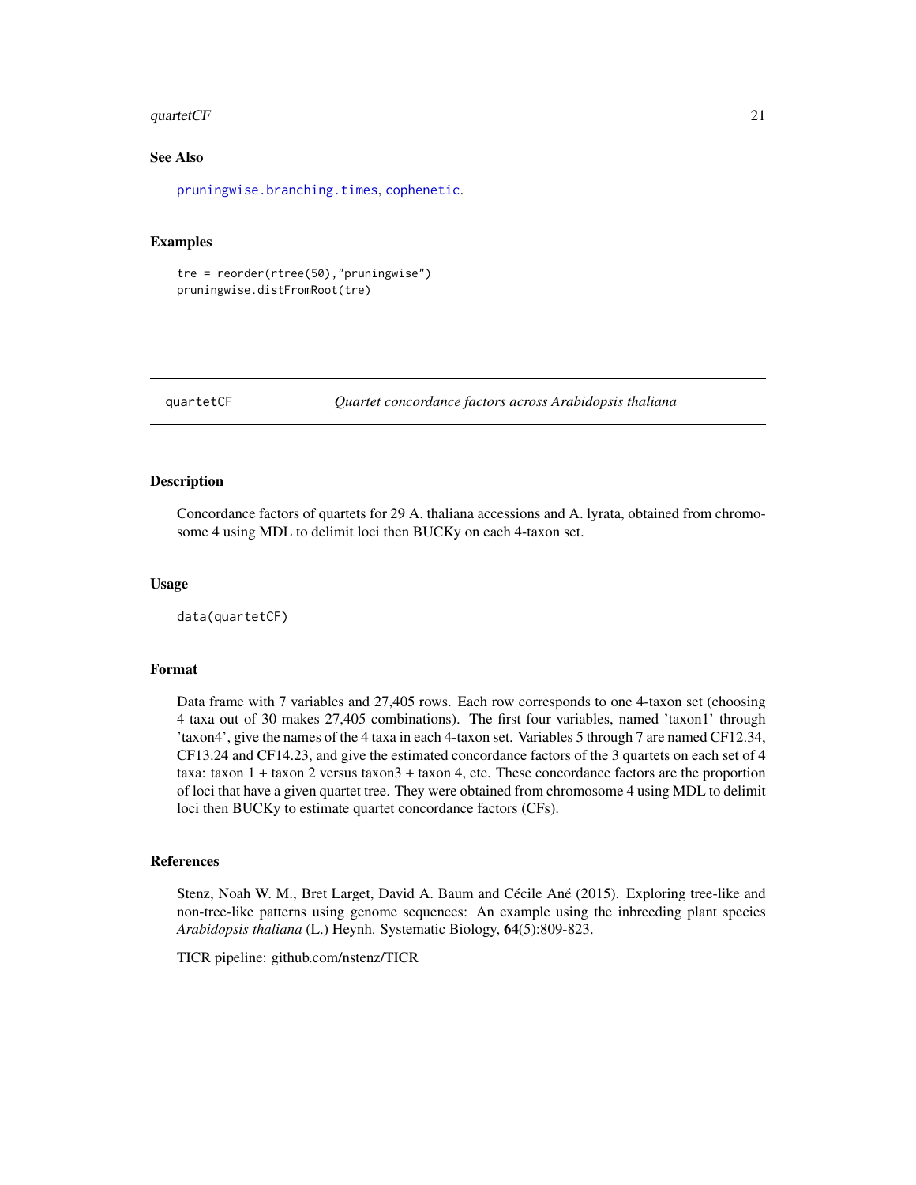## See Also

`pruningwise.branching.times`, `cophenetic`.

## Examples

```
tre = reorder(rtree(50),"pruningwise")
pruningwise.distFromRoot(tre)
```

---

# quartetCF — *Quartet concordance factors across Arabidopsis thaliana*

---

## Description

Concordance factors of quartets for 29 A. thaliana accessions and A. lyrata, obtained from chromosome 4 using MDL to delimit loci then BUCKy on each 4-taxon set.

## Usage

```
data(quartetCF)
```

## Format

Data frame with 7 variables and 27,405 rows. Each row corresponds to one 4-taxon set (choosing 4 taxa out of 30 makes 27,405 combinations). The first four variables, named 'taxon1' through 'taxon4', give the names of the 4 taxa in each 4-taxon set. Variables 5 through 7 are named CF12.34, CF13.24 and CF14.23, and give the estimated concordance factors of the 3 quartets on each set of 4 taxa: taxon 1 + taxon 2 versus taxon3 + taxon 4, etc. These concordance factors are the proportion of loci that have a given quartet tree. They were obtained from chromosome 4 using MDL to delimit loci then BUCKy to estimate quartet concordance factors (CFs).

## References

Stenz, Noah W. M., Bret Larget, David A. Baum and Cécile Ané (2015). Exploring tree-like and non-tree-like patterns using genome sequences: An example using the inbreeding plant species *Arabidopsis thaliana* (L.) Heynh. Systematic Biology, **64**(5):809-823.

TICR pipeline: github.com/nstenz/TICR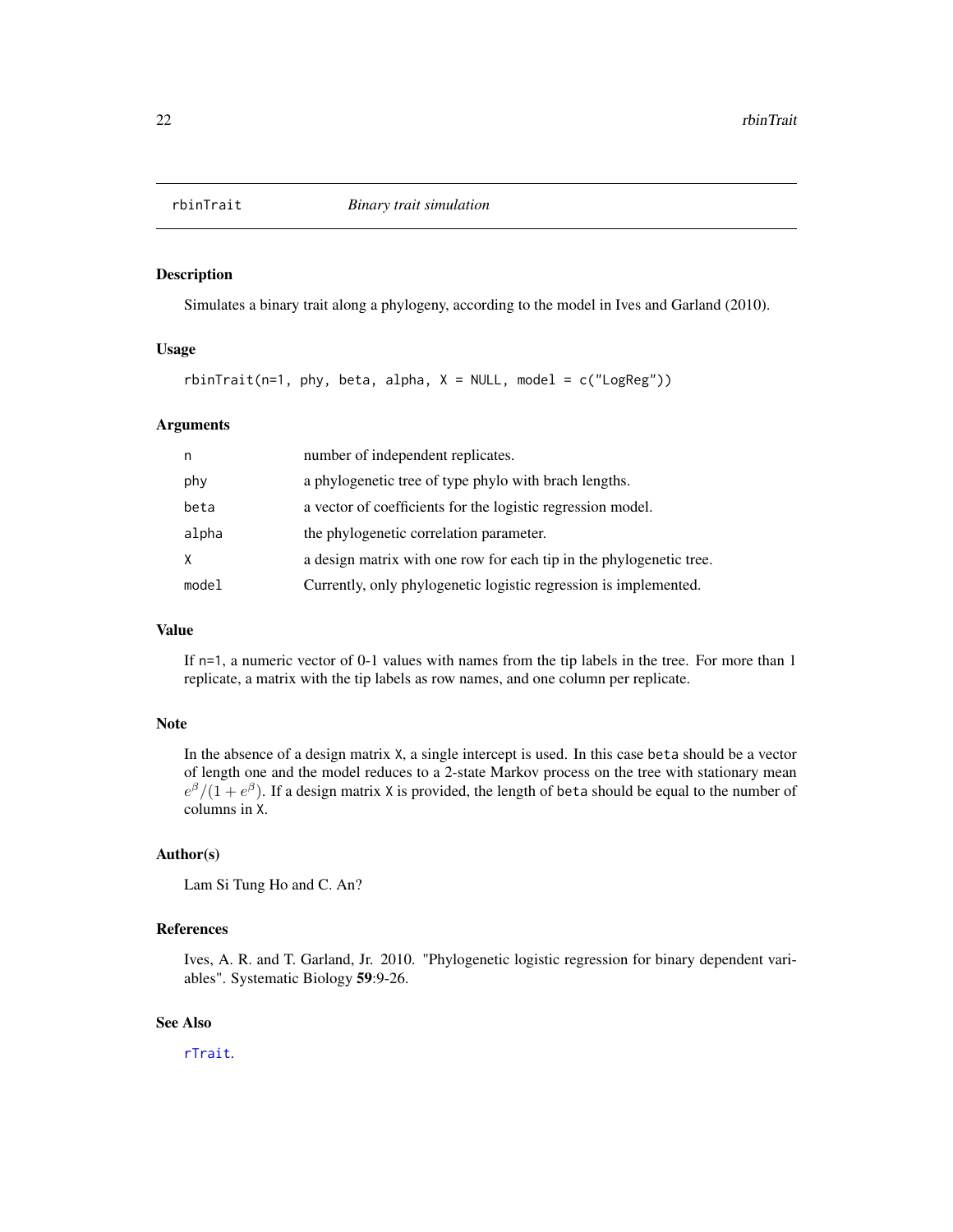## rbinTrait *Binary trait simulation*

### Description

Simulates a binary trait along a phylogeny, according to the model in Ives and Garland (2010).

### Usage

```
rbinTrait(n=1, phy, beta, alpha, X = NULL, model = c("LogReg"))
```

### Arguments

| | |
|---|---|
| n | number of independent replicates. |
| phy | a phylogenetic tree of type phylo with brach lengths. |
| beta | a vector of coefficients for the logistic regression model. |
| alpha | the phylogenetic correlation parameter. |
| X | a design matrix with one row for each tip in the phylogenetic tree. |
| model | Currently, only phylogenetic logistic regression is implemented. |

### Value

If n=1, a numeric vector of 0-1 values with names from the tip labels in the tree. For more than 1 replicate, a matrix with the tip labels as row names, and one column per replicate.

### Note

In the absence of a design matrix X, a single intercept is used. In this case beta should be a vector of length one and the model reduces to a 2-state Markov process on the tree with stationary mean $e^{\beta}/(1+e^{\beta})$. If a design matrix X is provided, the length of beta should be equal to the number of columns in X.

### Author(s)

Lam Si Tung Ho and C. An?

### References

Ives, A. R. and T. Garland, Jr. 2010. "Phylogenetic logistic regression for binary dependent variables". Systematic Biology **59**:9-26.

### See Also

rTrait.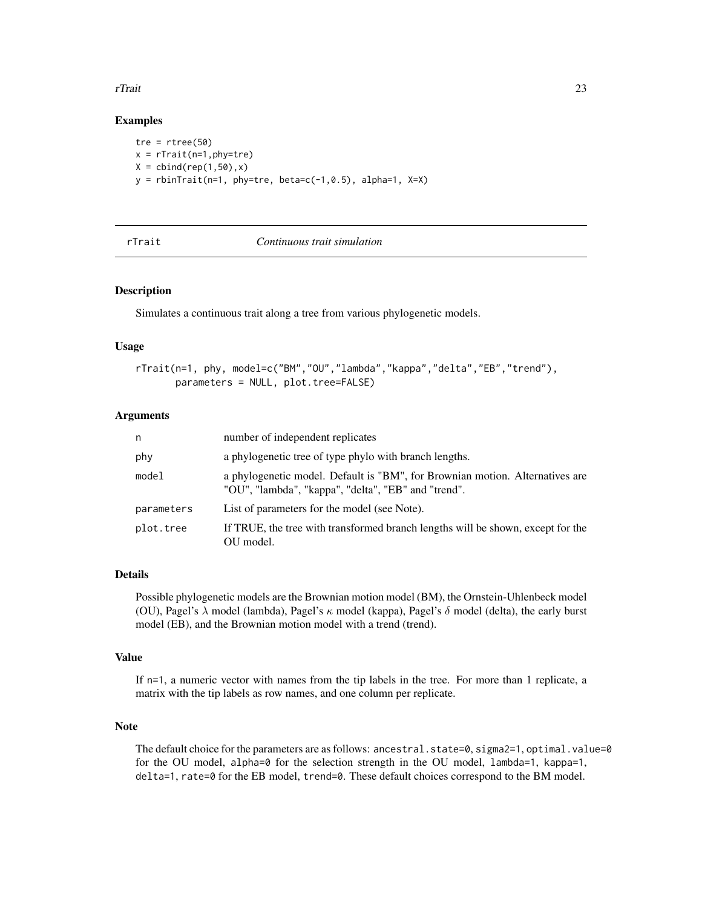## Examples

```
tre = rtree(50)
x = rTrait(n=1,phy=tre)
X = cbind(rep(1,50),x)
y = rbinTrait(n=1, phy=tre, beta=c(-1,0.5), alpha=1, X=X)
```

---

## rTrait — *Continuous trait simulation*

---

### Description

Simulates a continuous trait along a tree from various phylogenetic models.

### Usage

```
rTrait(n=1, phy, model=c("BM","OU","lambda","kappa","delta","EB","trend"),
       parameters = NULL, plot.tree=FALSE)
```

### Arguments

| | |
|---|---|
| `n` | number of independent replicates |
| `phy` | a phylogenetic tree of type phylo with branch lengths. |
| `model` | a phylogenetic model. Default is "BM", for Brownian motion. Alternatives are "OU", "lambda", "kappa", "delta", "EB" and "trend". |
| `parameters` | List of parameters for the model (see Note). |
| `plot.tree` | If TRUE, the tree with transformed branch lengths will be shown, except for the OU model. |

### Details

Possible phylogenetic models are the Brownian motion model (BM), the Ornstein-Uhlenbeck model (OU), Pagel's $\lambda$ model (lambda), Pagel's $\kappa$ model (kappa), Pagel's $\delta$ model (delta), the early burst model (EB), and the Brownian motion model with a trend (trend).

### Value

If `n=1`, a numeric vector with names from the tip labels in the tree. For more than 1 replicate, a matrix with the tip labels as row names, and one column per replicate.

### Note

The default choice for the parameters are as follows: `ancestral.state=0`, `sigma2=1`, `optimal.value=0` for the OU model, `alpha=0` for the selection strength in the OU model, `lambda=1`, `kappa=1`, `delta=1`, `rate=0` for the EB model, `trend=0`. These default choices correspond to the BM model.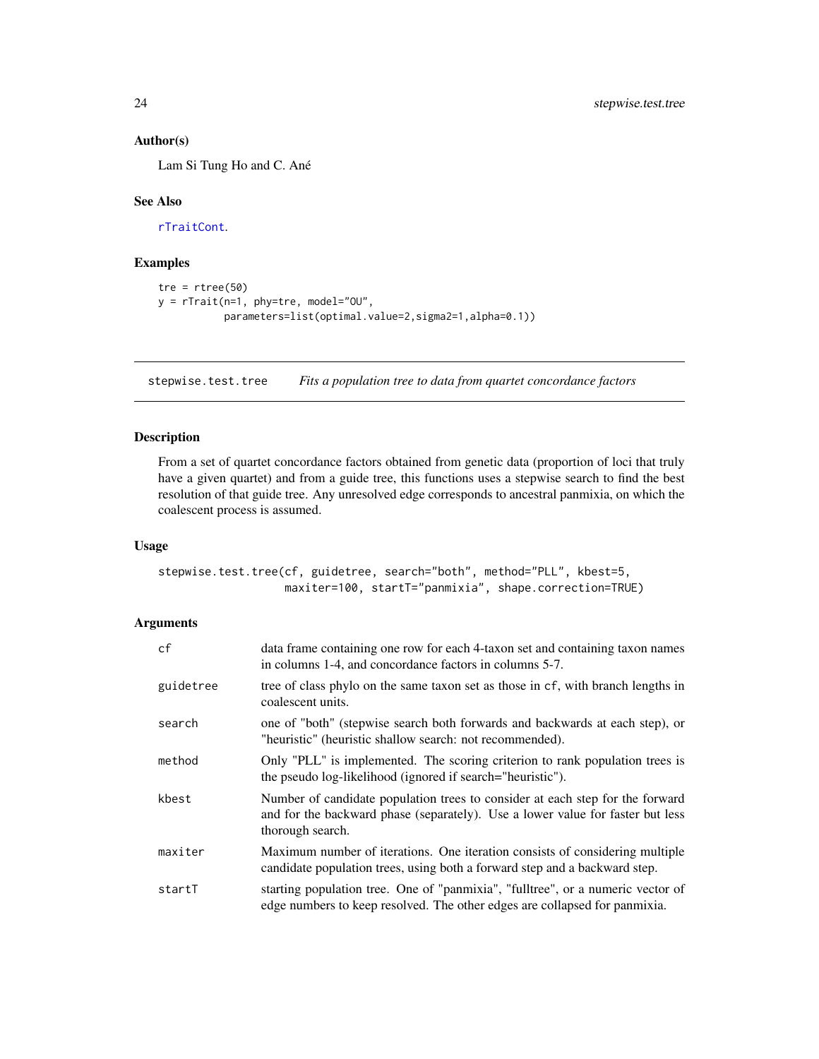### Author(s)

Lam Si Tung Ho and C. Ané

### See Also

rTraitCont.

### Examples

```
tre = rtree(50)
y = rTrait(n=1, phy=tre, model="OU",
          parameters=list(optimal.value=2,sigma2=1,alpha=0.1))
```

---

## stepwise.test.tree *Fits a population tree to data from quartet concordance factors*

---

### Description

From a set of quartet concordance factors obtained from genetic data (proportion of loci that truly have a given quartet) and from a guide tree, this functions uses a stepwise search to find the best resolution of that guide tree. Any unresolved edge corresponds to ancestral panmixia, on which the coalescent process is assumed.

### Usage

```
stepwise.test.tree(cf, guidetree, search="both", method="PLL", kbest=5,
                  maxiter=100, startT="panmixia", shape.correction=TRUE)
```

### Arguments

| | |
|---|---|
| cf | data frame containing one row for each 4-taxon set and containing taxon names in columns 1-4, and concordance factors in columns 5-7. |
| guidetree | tree of class phylo on the same taxon set as those in cf, with branch lengths in coalescent units. |
| search | one of "both" (stepwise search both forwards and backwards at each step), or "heuristic" (heuristic shallow search: not recommended). |
| method | Only "PLL" is implemented. The scoring criterion to rank population trees is the pseudo log-likelihood (ignored if search="heuristic"). |
| kbest | Number of candidate population trees to consider at each step for the forward and for the backward phase (separately). Use a lower value for faster but less thorough search. |
| maxiter | Maximum number of iterations. One iteration consists of considering multiple candidate population trees, using both a forward step and a backward step. |
| startT | starting population tree. One of "panmixia", "fulltree", or a numeric vector of edge numbers to keep resolved. The other edges are collapsed for panmixia. |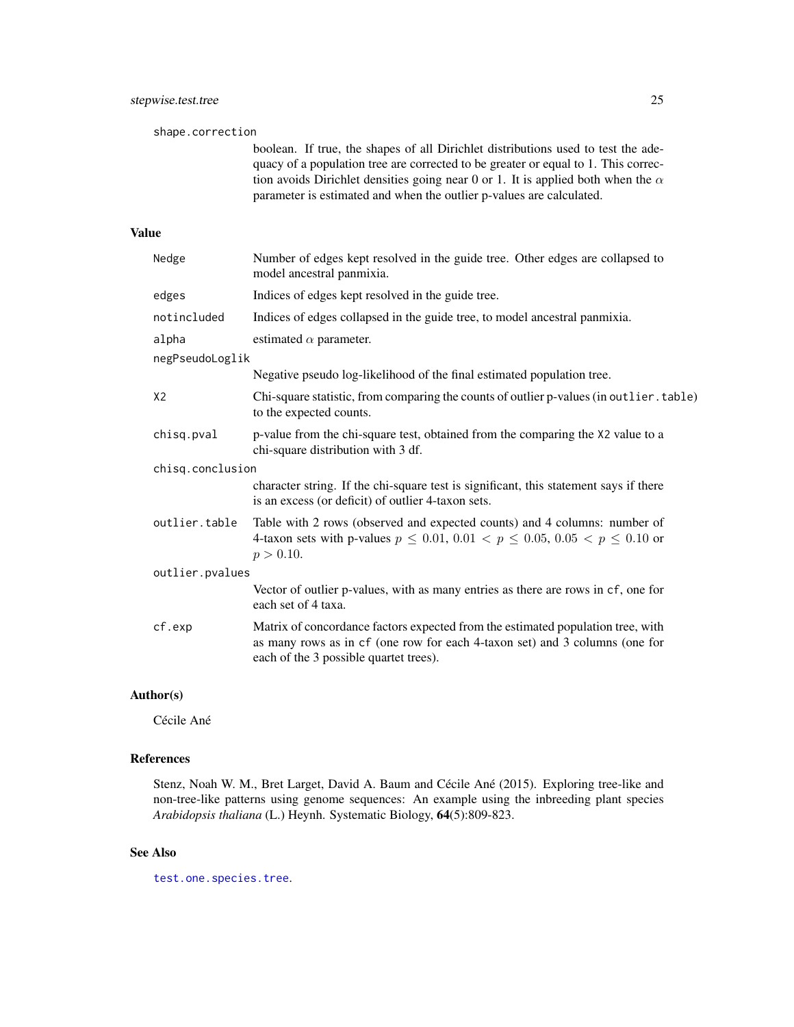shape.correction

boolean. If true, the shapes of all Dirichlet distributions used to test the adequacy of a population tree are corrected to be greater or equal to 1. This correction avoids Dirichlet densities going near 0 or 1. It is applied both when the $\alpha$ parameter is estimated and when the outlier p-values are calculated.

## Value

| | |
|---|---|
| `Nedge` | Number of edges kept resolved in the guide tree. Other edges are collapsed to model ancestral panmixia. |
| `edges` | Indices of edges kept resolved in the guide tree. |
| `notincluded` | Indices of edges collapsed in the guide tree, to model ancestral panmixia. |
| `alpha` | estimated $\alpha$ parameter. |
| `negPseudoLoglik` | Negative pseudo log-likelihood of the final estimated population tree. |
| `X2` | Chi-square statistic, from comparing the counts of outlier p-values (in `outlier.table`) to the expected counts. |
| `chisq.pval` | p-value from the chi-square test, obtained from the comparing the `X2` value to a chi-square distribution with 3 df. |
| `chisq.conclusion` | character string. If the chi-square test is significant, this statement says if there is an excess (or deficit) of outlier 4-taxon sets. |
| `outlier.table` | Table with 2 rows (observed and expected counts) and 4 columns: number of 4-taxon sets with p-values $p \leq 0.01$, $0.01 < p \leq 0.05$, $0.05 < p \leq 0.10$ or $p > 0.10$. |
| `outlier.pvalues` | Vector of outlier p-values, with as many entries as there are rows in `cf`, one for each set of 4 taxa. |
| `cf.exp` | Matrix of concordance factors expected from the estimated population tree, with as many rows as in `cf` (one row for each 4-taxon set) and 3 columns (one for each of the 3 possible quartet trees). |

## Author(s)

Cécile Ané

## References

Stenz, Noah W. M., Bret Larget, David A. Baum and Cécile Ané (2015). Exploring tree-like and non-tree-like patterns using genome sequences: An example using the inbreeding plant species *Arabidopsis thaliana* (L.) Heynh. Systematic Biology, **64**(5):809-823.

## See Also

`test.one.species.tree`.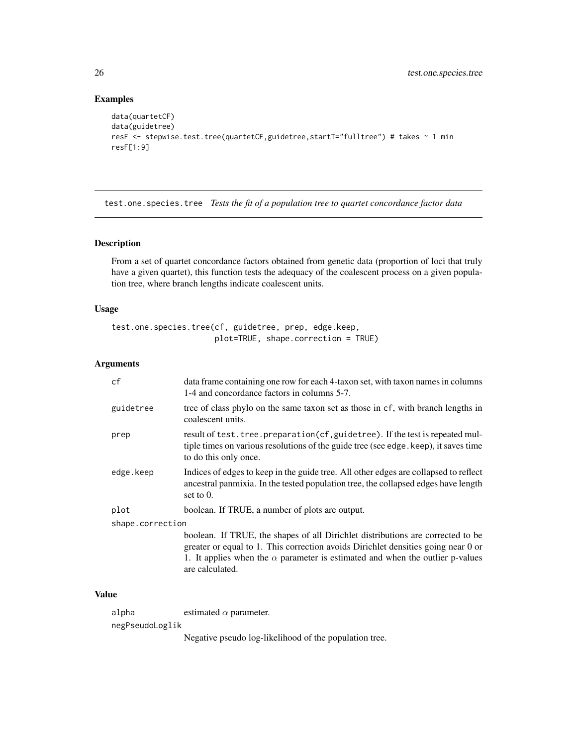## Examples

```
data(quartetCF)
data(guidetree)
resF <- stepwise.test.tree(quartetCF,guidetree,startT="fulltree") # takes ~ 1 min
resF[1:9]
```

---

# test.one.species.tree *Tests the fit of a population tree to quartet concordance factor data*

---

## Description

From a set of quartet concordance factors obtained from genetic data (proportion of loci that truly have a given quartet), this function tests the adequacy of the coalescent process on a given population tree, where branch lengths indicate coalescent units.

## Usage

```
test.one.species.tree(cf, guidetree, prep, edge.keep,
                      plot=TRUE, shape.correction = TRUE)
```

## Arguments

| | |
|---|---|
| `cf` | data frame containing one row for each 4-taxon set, with taxon names in columns 1-4 and concordance factors in columns 5-7. |
| `guidetree` | tree of class phylo on the same taxon set as those in `cf`, with branch lengths in coalescent units. |
| `prep` | result of `test.tree.preparation(cf,guidetree)`. If the test is repeated multiple times on various resolutions of the guide tree (see `edge.keep`), it saves time to do this only once. |
| `edge.keep` | Indices of edges to keep in the guide tree. All other edges are collapsed to reflect ancestral panmixia. In the tested population tree, the collapsed edges have length set to 0. |
| `plot` | boolean. If TRUE, a number of plots are output. |
| `shape.correction` | boolean. If TRUE, the shapes of all Dirichlet distributions are corrected to be greater or equal to 1. This correction avoids Dirichlet densities going near 0 or 1. It applies when the $\alpha$ parameter is estimated and when the outlier p-values are calculated. |

## Value

| | |
|---|---|
| `alpha` | estimated $\alpha$ parameter. |
| `negPseudoLoglik` | Negative pseudo log-likelihood of the population tree. |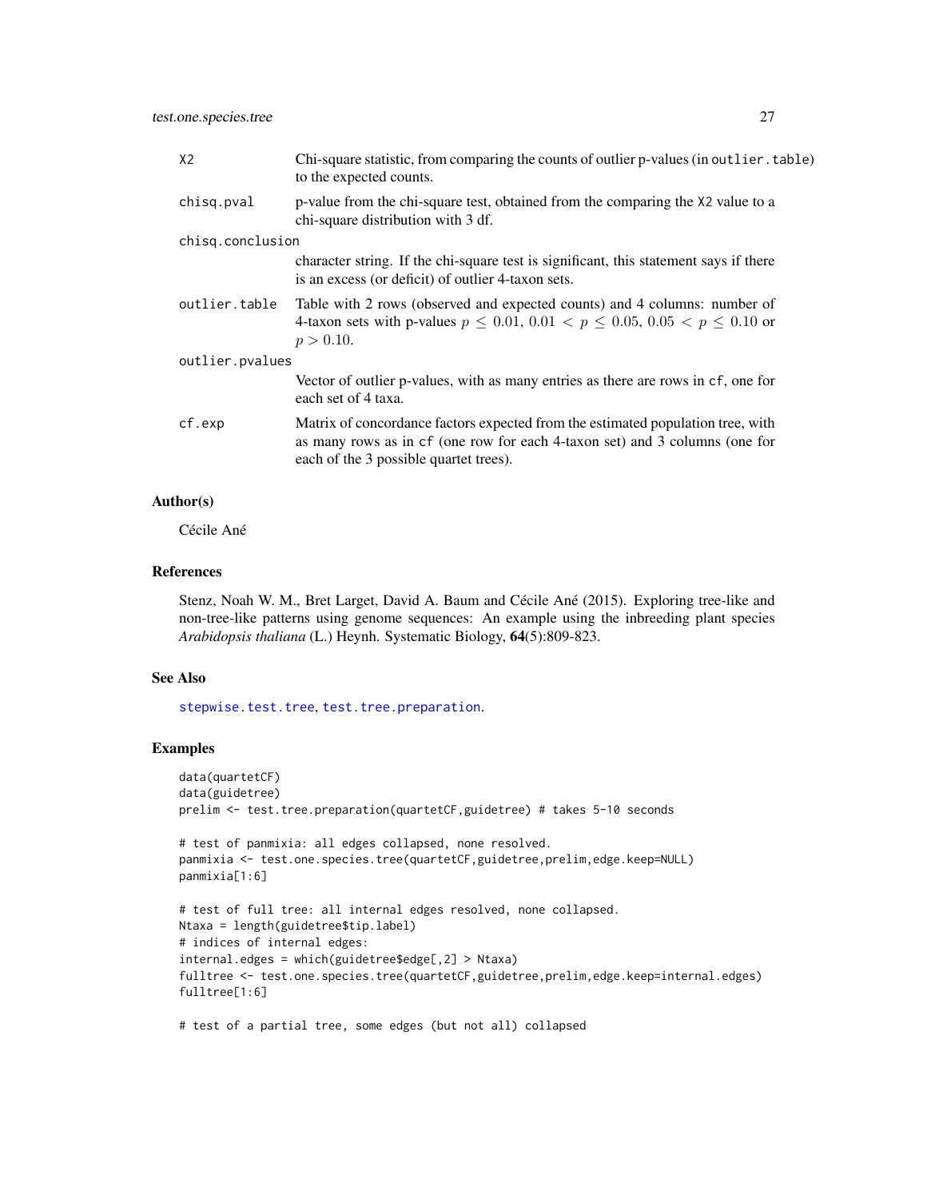X2
: Chi-square statistic, from comparing the counts of outlier p-values (in `outlier.table`) to the expected counts.

chisq.pval
: p-value from the chi-square test, obtained from the comparing the X2 value to a chi-square distribution with 3 df.

chisq.conclusion
: character string. If the chi-square test is significant, this statement says if there is an excess (or deficit) of outlier 4-taxon sets.

outlier.table
: Table with 2 rows (observed and expected counts) and 4 columns: number of 4-taxon sets with p-values $p \leq 0.01$, $0.01 < p \leq 0.05$, $0.05 < p \leq 0.10$ or $p > 0.10$.

outlier.pvalues
: Vector of outlier p-values, with as many entries as there are rows in `cf`, one for each set of 4 taxa.

cf.exp
: Matrix of concordance factors expected from the estimated population tree, with as many rows as in `cf` (one row for each 4-taxon set) and 3 columns (one for each of the 3 possible quartet trees).

## Author(s)

Cécile Ané

## References

Stenz, Noah W. M., Bret Larget, David A. Baum and Cécile Ané (2015). Exploring tree-like and non-tree-like patterns using genome sequences: An example using the inbreeding plant species *Arabidopsis thaliana* (L.) Heynh. Systematic Biology, **64**(5):809-823.

## See Also

`stepwise.test.tree`, `test.tree.preparation`.

## Examples

```
data(quartetCF)
data(guidetree)
prelim <- test.tree.preparation(quartetCF,guidetree) # takes 5-10 seconds

# test of panmixia: all edges collapsed, none resolved.
panmixia <- test.one.species.tree(quartetCF,guidetree,prelim,edge.keep=NULL)
panmixia[1:6]

# test of full tree: all internal edges resolved, none collapsed.
Ntaxa = length(guidetree$tip.label)
# indices of internal edges:
internal.edges = which(guidetree$edge[,2] > Ntaxa)
fulltree <- test.one.species.tree(quartetCF,guidetree,prelim,edge.keep=internal.edges)
fulltree[1:6]

# test of a partial tree, some edges (but not all) collapsed
```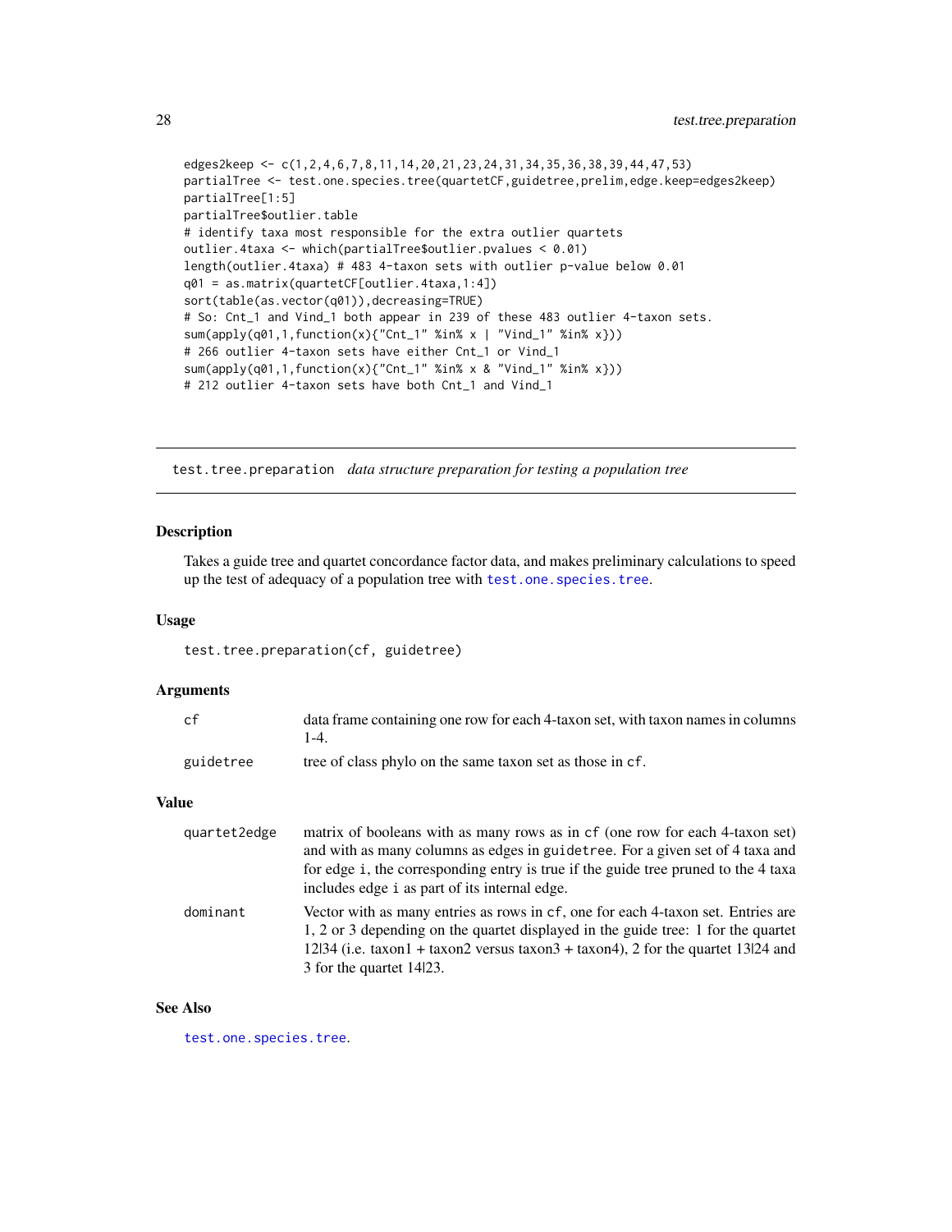```
edges2keep <- c(1,2,4,6,7,8,11,14,20,21,23,24,31,34,35,36,38,39,44,47,53)
partialTree <- test.one.species.tree(quartetCF,guidetree,prelim,edge.keep=edges2keep)
partialTree[1:5]
partialTree$outlier.table
# identify taxa most responsible for the extra outlier quartets
outlier.4taxa <- which(partialTree$outlier.pvalues < 0.01)
length(outlier.4taxa) # 483 4-taxon sets with outlier p-value below 0.01
q01 = as.matrix(quartetCF[outlier.4taxa,1:4])
sort(table(as.vector(q01)),decreasing=TRUE)
# So: Cnt_1 and Vind_1 both appear in 239 of these 483 outlier 4-taxon sets.
sum(apply(q01,1,function(x){"Cnt_1" %in% x | "Vind_1" %in% x}))
# 266 outlier 4-taxon sets have either Cnt_1 or Vind_1
sum(apply(q01,1,function(x){"Cnt_1" %in% x & "Vind_1" %in% x}))
# 212 outlier 4-taxon sets have both Cnt_1 and Vind_1
```

## test.tree.preparation *data structure preparation for testing a population tree*

### Description

Takes a guide tree and quartet concordance factor data, and makes preliminary calculations to speed up the test of adequacy of a population tree with `test.one.species.tree`.

### Usage

```
test.tree.preparation(cf, guidetree)
```

### Arguments

| | |
|---|---|
| `cf` | data frame containing one row for each 4-taxon set, with taxon names in columns 1-4. |
| `guidetree` | tree of class phylo on the same taxon set as those in `cf`. |

### Value

| | |
|---|---|
| `quartet2edge` | matrix of booleans with as many rows as in `cf` (one row for each 4-taxon set) and with as many columns as edges in `guidetree`. For a given set of 4 taxa and for edge `i`, the corresponding entry is true if the guide tree pruned to the 4 taxa includes edge `i` as part of its internal edge. |
| `dominant` | Vector with as many entries as rows in `cf`, one for each 4-taxon set. Entries are 1, 2 or 3 depending on the quartet displayed in the guide tree: 1 for the quartet 12\|34 (i.e. taxon1 + taxon2 versus taxon3 + taxon4), 2 for the quartet 13\|24 and 3 for the quartet 14\|23. |

### See Also

`test.one.species.tree`.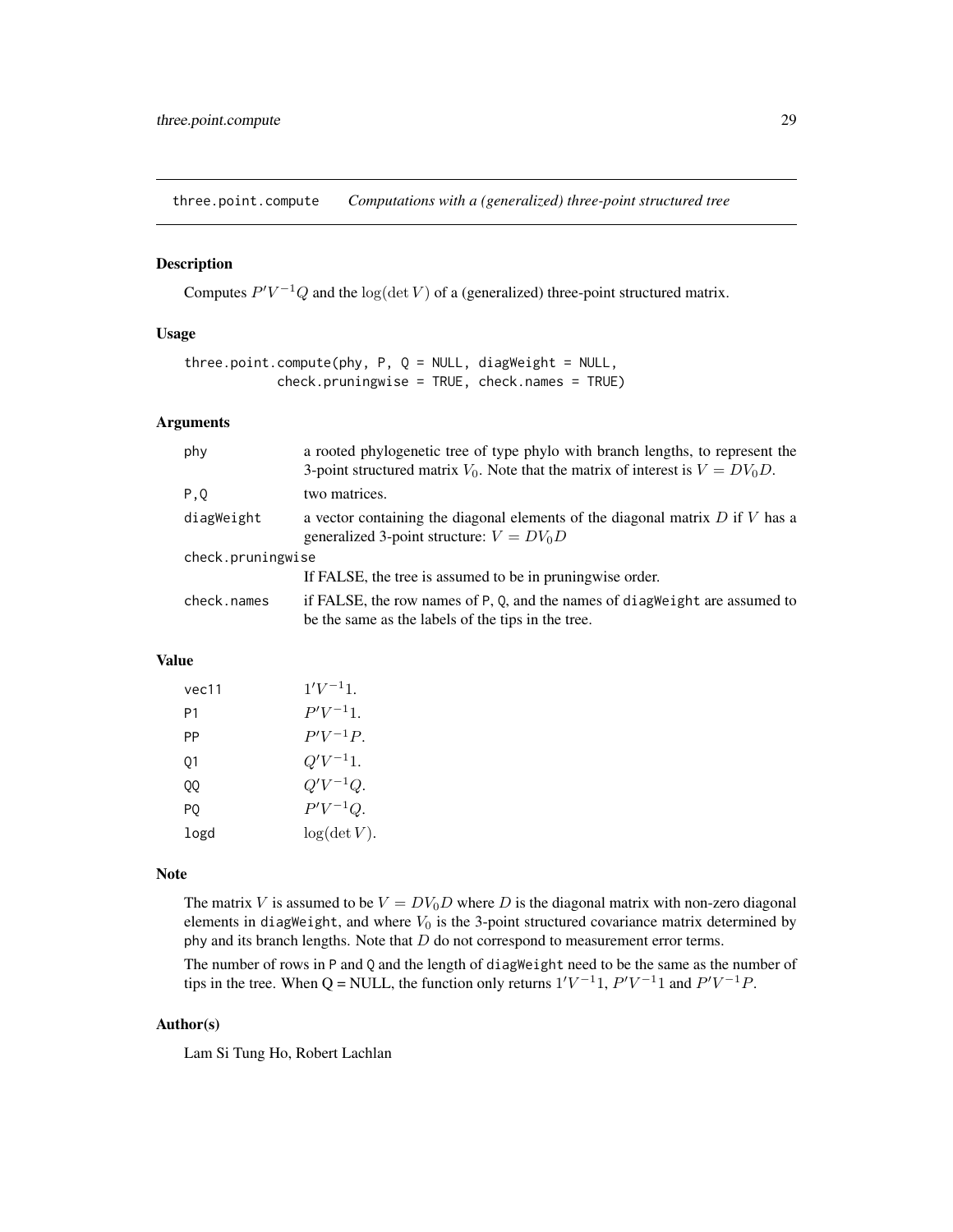## three.point.compute — *Computations with a (generalized) three-point structured tree*

### Description

Computes $P'V^{-1}Q$ and the $\log(\det V)$ of a (generalized) three-point structured matrix.

### Usage

```
three.point.compute(phy, P, Q = NULL, diagWeight = NULL,
            check.pruningwise = TRUE, check.names = TRUE)
```

### Arguments

| | |
|---|---|
| phy | a rooted phylogenetic tree of type phylo with branch lengths, to represent the 3-point structured matrix $V_0$. Note that the matrix of interest is $V = DV_0D$. |
| P,Q | two matrices. |
| diagWeight | a vector containing the diagonal elements of the diagonal matrix $D$ if $V$ has a generalized 3-point structure: $V = DV_0D$ |
| check.pruningwise | If FALSE, the tree is assumed to be in pruningwise order. |
| check.names | if FALSE, the row names of P, Q, and the names of diagWeight are assumed to be the same as the labels of the tips in the tree. |

### Value

| | |
|---|---|
| vec11 | $1'V^{-1}1$. |
| P1 | $P'V^{-1}1$. |
| PP | $P'V^{-1}P$. |
| Q1 | $Q'V^{-1}1$. |
| QQ | $Q'V^{-1}Q$. |
| PQ | $P'V^{-1}Q$. |
| logd | $\log(\det V)$. |

### Note

The matrix $V$ is assumed to be $V = DV_0D$ where $D$ is the diagonal matrix with non-zero diagonal elements in diagWeight, and where $V_0$ is the 3-point structured covariance matrix determined by phy and its branch lengths. Note that $D$ do not correspond to measurement error terms.

The number of rows in P and Q and the length of diagWeight need to be the same as the number of tips in the tree. When Q = NULL, the function only returns $1'V^{-1}1$, $P'V^{-1}1$ and $P'V^{-1}P$.

### Author(s)

Lam Si Tung Ho, Robert Lachlan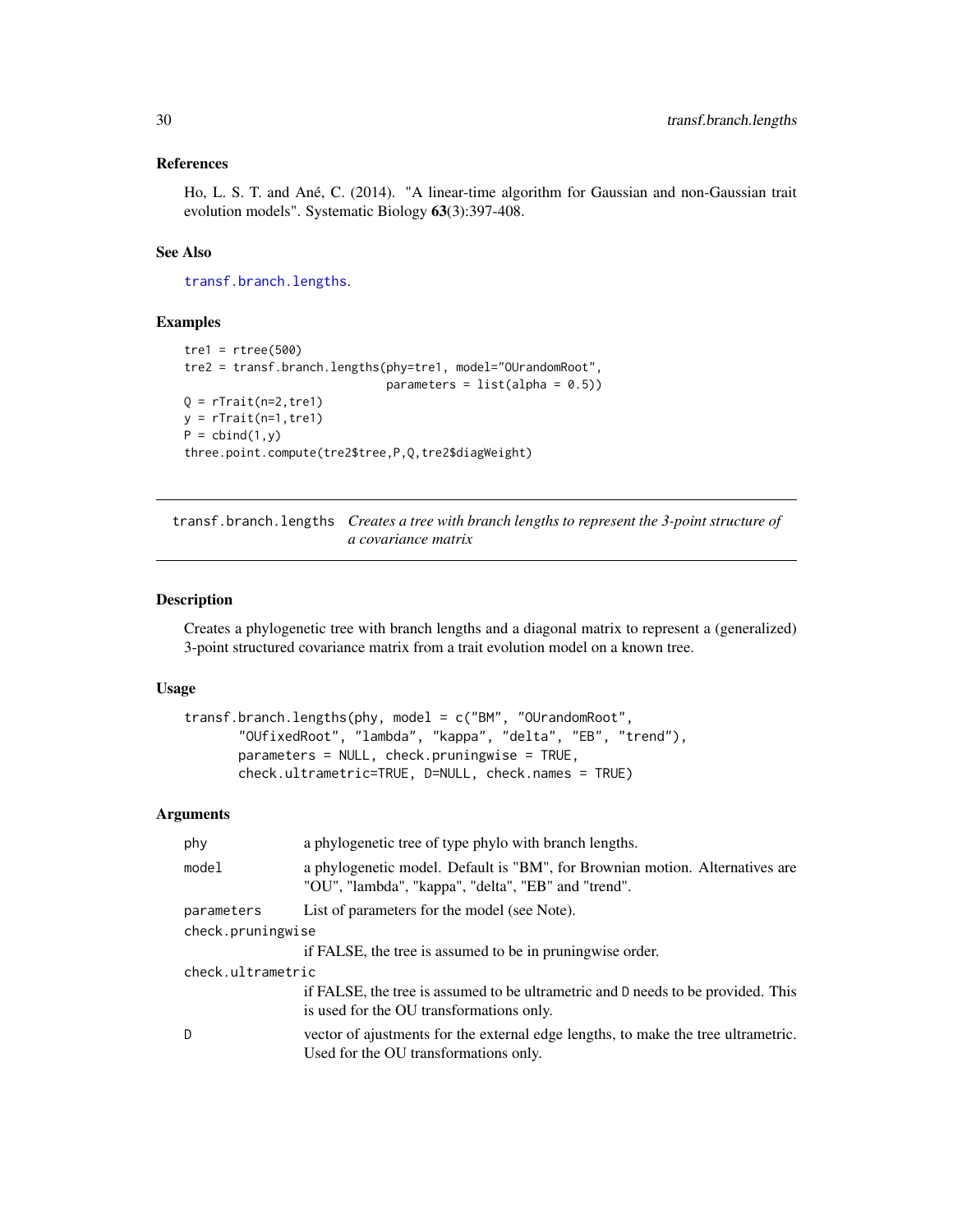## References

Ho, L. S. T. and Ané, C. (2014). "A linear-time algorithm for Gaussian and non-Gaussian trait evolution models". Systematic Biology **63**(3):397-408.

## See Also

`transf.branch.lengths`.

## Examples

```
tre1 = rtree(500)
tre2 = transf.branch.lengths(phy=tre1, model="OUrandomRoot",
                             parameters = list(alpha = 0.5))
Q = rTrait(n=2,tre1)
y = rTrait(n=1,tre1)
P = cbind(1,y)
three.point.compute(tre2$tree,P,Q,tre2$diagWeight)
```

---

# transf.branch.lengths *Creates a tree with branch lengths to represent the 3-point structure of a covariance matrix*

---

## Description

Creates a phylogenetic tree with branch lengths and a diagonal matrix to represent a (generalized) 3-point structured covariance matrix from a trait evolution model on a known tree.

## Usage

```
transf.branch.lengths(phy, model = c("BM", "OUrandomRoot",
       "OUfixedRoot", "lambda", "kappa", "delta", "EB", "trend"),
       parameters = NULL, check.pruningwise = TRUE,
       check.ultrametric=TRUE, D=NULL, check.names = TRUE)
```

## Arguments

| | |
|---|---|
| `phy` | a phylogenetic tree of type phylo with branch lengths. |
| `model` | a phylogenetic model. Default is "BM", for Brownian motion. Alternatives are "OU", "lambda", "kappa", "delta", "EB" and "trend". |
| `parameters` | List of parameters for the model (see Note). |
| `check.pruningwise` | if FALSE, the tree is assumed to be in pruningwise order. |
| `check.ultrametric` | if FALSE, the tree is assumed to be ultrametric and `D` needs to be provided. This is used for the OU transformations only. |
| `D` | vector of ajustments for the external edge lengths, to make the tree ultrametric. Used for the OU transformations only. |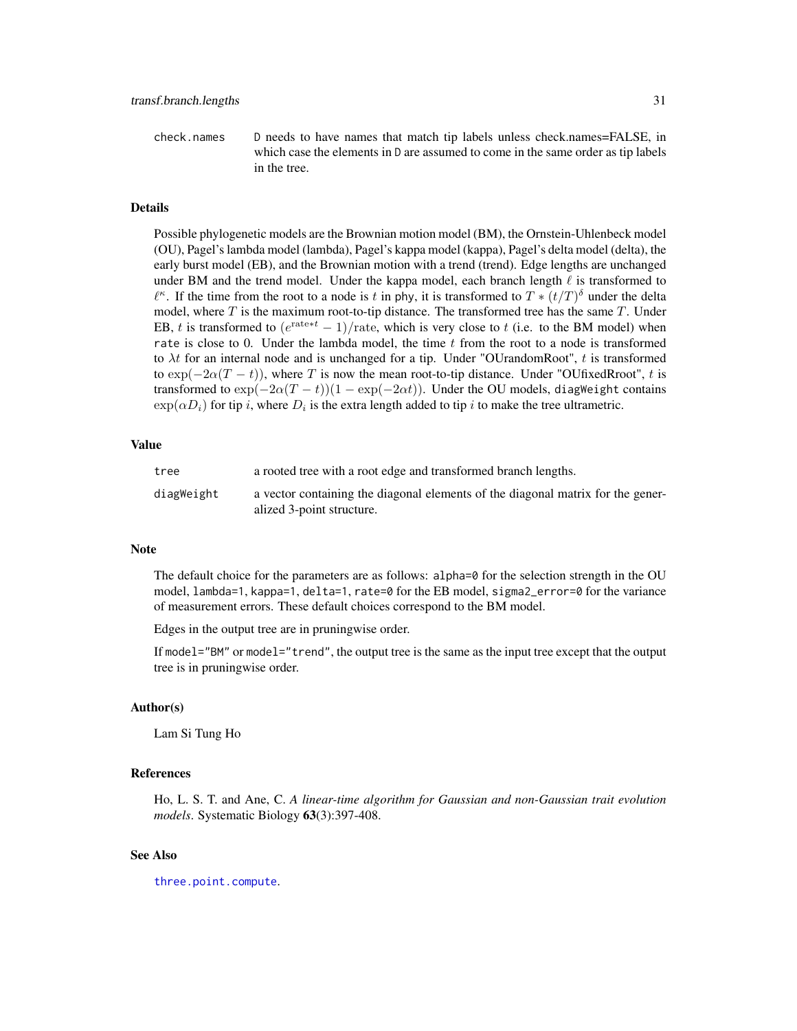| | |
|---|---|
| check.names | D needs to have names that match tip labels unless check.names=FALSE, in which case the elements in D are assumed to come in the same order as tip labels in the tree. |

## Details

Possible phylogenetic models are the Brownian motion model (BM), the Ornstein-Uhlenbeck model (OU), Pagel's lambda model (lambda), Pagel's kappa model (kappa), Pagel's delta model (delta), the early burst model (EB), and the Brownian motion with a trend (trend). Edge lengths are unchanged under BM and the trend model. Under the kappa model, each branch length $\ell$ is transformed to $\ell^\kappa$. If the time from the root to a node is $t$ in phy, it is transformed to $T * (t/T)^\delta$ under the delta model, where $T$ is the maximum root-to-tip distance. The transformed tree has the same $T$. Under EB, $t$ is transformed to $(e^{\mathrm{rate}*t} - 1)/\mathrm{rate}$, which is very close to $t$ (i.e. to the BM model) when rate is close to 0. Under the lambda model, the time $t$ from the root to a node is transformed to $\lambda t$ for an internal node and is unchanged for a tip. Under "OUrandomRoot", $t$ is transformed to $\exp(-2\alpha(T-t))$, where $T$ is now the mean root-to-tip distance. Under "OUfixedRroot", $t$ is transformed to $\exp(-2\alpha(T-t))(1-\exp(-2\alpha t))$. Under the OU models, diagWeight contains $\exp(\alpha D_i)$ for tip $i$, where $D_i$ is the extra length added to tip $i$ to make the tree ultrametric.

## Value

| | |
|---|---|
| tree | a rooted tree with a root edge and transformed branch lengths. |
| diagWeight | a vector containing the diagonal elements of the diagonal matrix for the generalized 3-point structure. |

## Note

The default choice for the parameters are as follows: alpha=0 for the selection strength in the OU model, lambda=1, kappa=1, delta=1, rate=0 for the EB model, sigma2_error=0 for the variance of measurement errors. These default choices correspond to the BM model.

Edges in the output tree are in pruningwise order.

If model="BM" or model="trend", the output tree is the same as the input tree except that the output tree is in pruningwise order.

## Author(s)

Lam Si Tung Ho

## References

Ho, L. S. T. and Ane, C. *A linear-time algorithm for Gaussian and non-Gaussian trait evolution models*. Systematic Biology **63**(3):397-408.

## See Also

three.point.compute.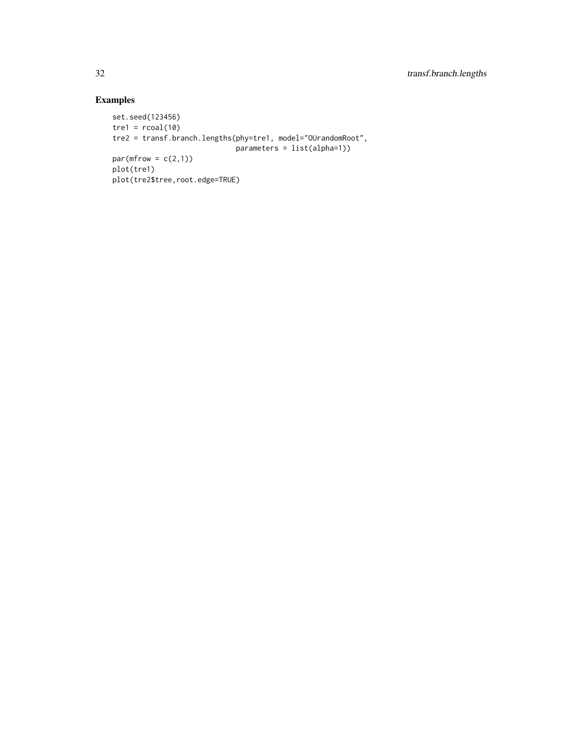## Examples

```
set.seed(123456)
tre1 = rcoal(10)
tre2 = transf.branch.lengths(phy=tre1, model="OUrandomRoot",
                             parameters = list(alpha=1))
par(mfrow = c(2,1))
plot(tre1)
plot(tre2$tree,root.edge=TRUE)
```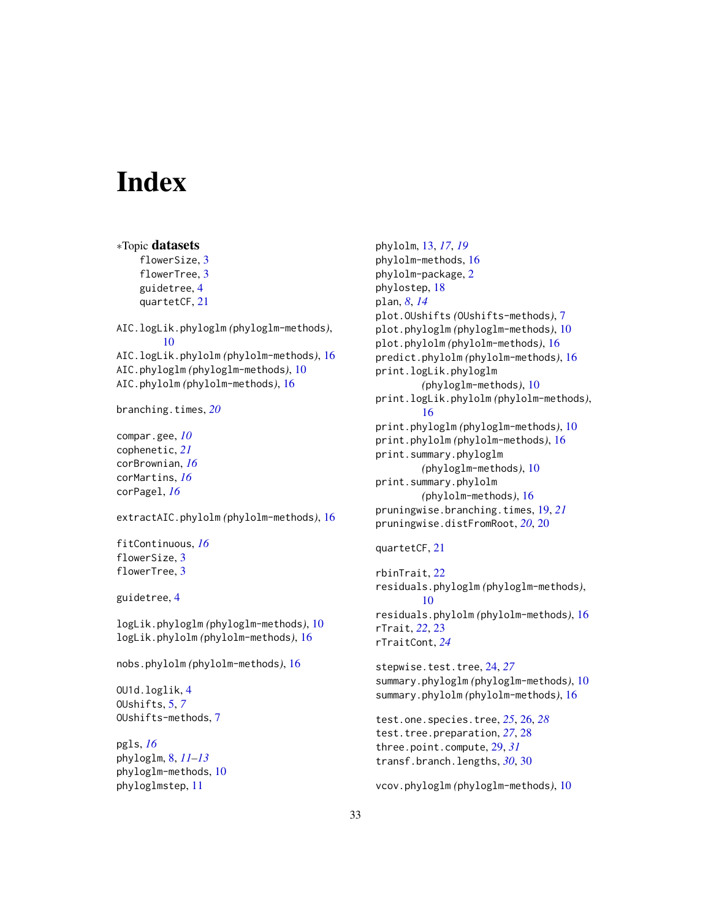# Index

∗Topic **datasets**
- flowerSize, 3
- flowerTree, 3
- guidetree, 4
- quartetCF, 21

AIC.logLik.phyloglm *(phyloglm-methods)*, 10
AIC.logLik.phylolm *(phylolm-methods)*, 16
AIC.phyloglm *(phyloglm-methods)*, 10
AIC.phylolm *(phylolm-methods)*, 16

branching.times, *20*

compar.gee, *10*
cophenetic, *21*
corBrownian, *16*
corMartins, *16*
corPagel, *16*

extractAIC.phylolm *(phylolm-methods)*, 16

fitContinuous, *16*
flowerSize, 3
flowerTree, 3

guidetree, 4

logLik.phyloglm *(phyloglm-methods)*, 10
logLik.phylolm *(phylolm-methods)*, 16

nobs.phylolm *(phylolm-methods)*, 16

OU1d.loglik, 4
OUshifts, 5, *7*
OUshifts-methods, 7

pgls, *16*
phyloglm, 8, *11–13*
phyloglm-methods, 10
phyloglmstep, 11
phylolm, 13, *17*, *19*
phylolm-methods, 16
phylolm-package, 2
phylostep, 18
plan, *8*, *14*
plot.OUshifts *(OUshifts-methods)*, 7
plot.phyloglm *(phyloglm-methods)*, 10
plot.phylolm *(phylolm-methods)*, 16
predict.phylolm *(phylolm-methods)*, 16
print.logLik.phyloglm *(phyloglm-methods)*, 10
print.logLik.phylolm *(phylolm-methods)*, 16
print.phyloglm *(phyloglm-methods)*, 10
print.phylolm *(phylolm-methods)*, 16
print.summary.phyloglm *(phyloglm-methods)*, 10
print.summary.phylolm *(phylolm-methods)*, 16
pruningwise.branching.times, 19, *21*
pruningwise.distFromRoot, *20*, 20

quartetCF, 21

rbinTrait, 22
residuals.phyloglm *(phyloglm-methods)*, 10
residuals.phylolm *(phylolm-methods)*, 16
rTrait, *22*, 23
rTraitCont, *24*

stepwise.test.tree, 24, *27*
summary.phyloglm *(phyloglm-methods)*, 10
summary.phylolm *(phylolm-methods)*, 16

test.one.species.tree, *25*, 26, *28*
test.tree.preparation, *27*, 28
three.point.compute, 29, *31*
transf.branch.lengths, *30*, 30

vcov.phyloglm *(phyloglm-methods)*, 10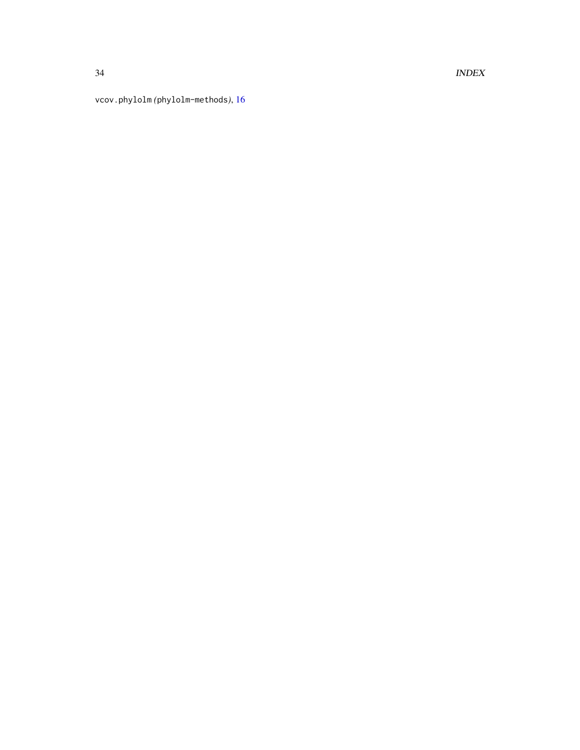vcov.phylolm *(*phylolm-methods*)*, 16